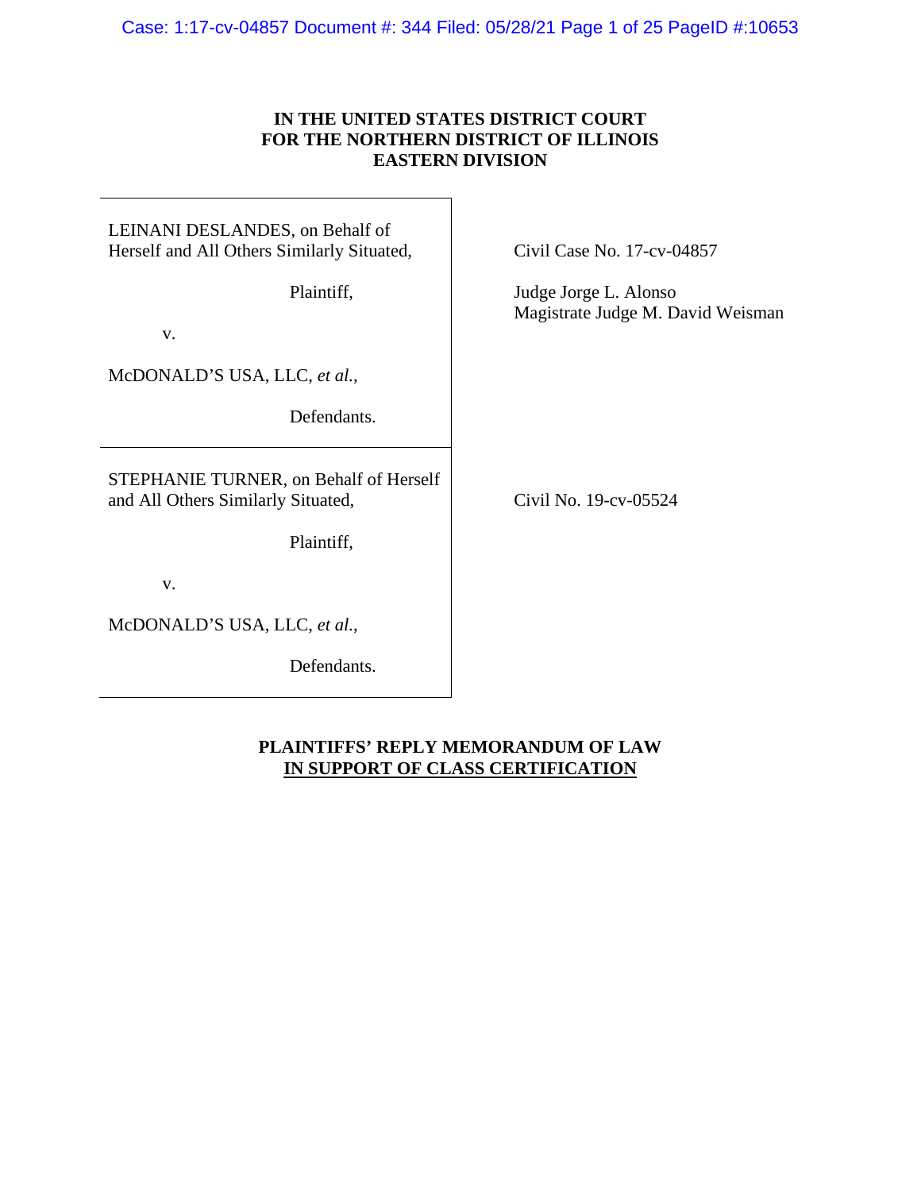**IN THE UNITED STATES DISTRICT COURT**
**FOR THE NORTHERN DISTRICT OF ILLINOIS**
**EASTERN DIVISION**

| | |
|---|---|
| LEINANI DESLANDES, on Behalf of Herself and All Others Similarly Situated,<br><br>Plaintiff,<br><br>v.<br><br>McDONALD'S USA, LLC, *et al.*,<br><br>Defendants. | Civil Case No. 17-cv-04857<br><br>Judge Jorge L. Alonso<br>Magistrate Judge M. David Weisman |
| STEPHANIE TURNER, on Behalf of Herself and All Others Similarly Situated,<br><br>Plaintiff,<br><br>v.<br><br>McDONALD'S USA, LLC, *et al.*,<br><br>Defendants. | Civil No. 19-cv-05524 |

**PLAINTIFFS' REPLY MEMORANDUM OF LAW**
**IN SUPPORT OF CLASS CERTIFICATION**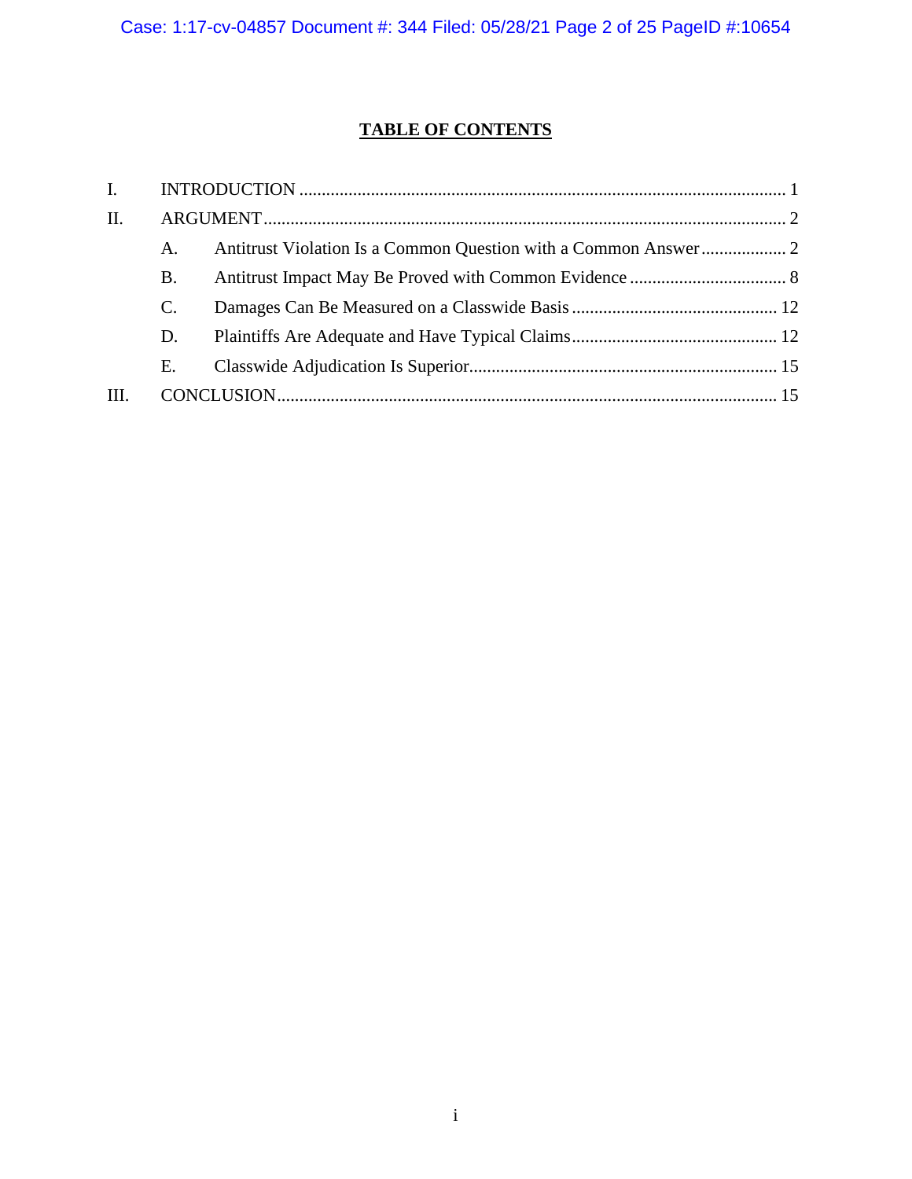## TABLE OF CONTENTS

I. INTRODUCTION ..... 1

II. ARGUMENT ..... 2

- A. Antitrust Violation Is a Common Question with a Common Answer ..... 2
- B. Antitrust Impact May Be Proved with Common Evidence ..... 8
- C. Damages Can Be Measured on a Classwide Basis ..... 12
- D. Plaintiffs Are Adequate and Have Typical Claims ..... 12
- E. Classwide Adjudication Is Superior ..... 15

III. CONCLUSION ..... 15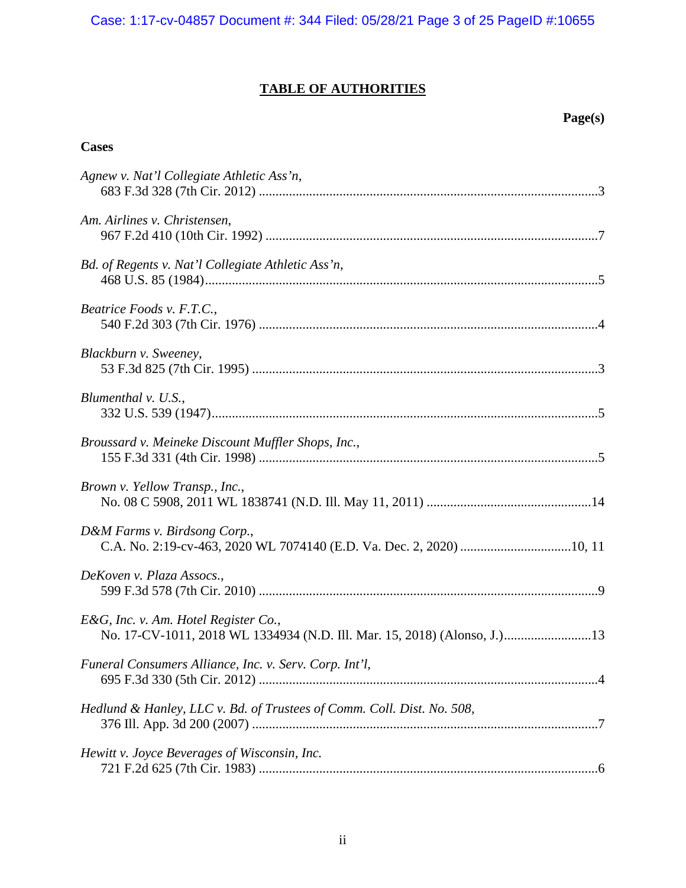**TABLE OF AUTHORITIES**

**Page(s)**

**Cases**

*Agnew v. Nat'l Collegiate Athletic Ass'n*,
683 F.3d 328 (7th Cir. 2012) ....................................................................................................3

*Am. Airlines v. Christensen*,
967 F.2d 410 (10th Cir. 1992) ..................................................................................................7

*Bd. of Regents v. Nat'l Collegiate Athletic Ass'n*,
468 U.S. 85 (1984)....................................................................................................................5

*Beatrice Foods v. F.T.C.*,
540 F.2d 303 (7th Cir. 1976) ....................................................................................................4

*Blackburn v. Sweeney*,
53 F.3d 825 (7th Cir. 1995) ......................................................................................................3

*Blumenthal v. U.S.*,
332 U.S. 539 (1947)..................................................................................................................5

*Broussard v. Meineke Discount Muffler Shops, Inc.*,
155 F.3d 331 (4th Cir. 1998) ....................................................................................................5

*Brown v. Yellow Transp., Inc.*,
No. 08 C 5908, 2011 WL 1838741 (N.D. Ill. May 11, 2011) .................................................14

*D&M Farms v. Birdsong Corp.*,
C.A. No. 2:19-cv-463, 2020 WL 7074140 (E.D. Va. Dec. 2, 2020) .................................10, 11

*DeKoven v. Plaza Assocs.*,
599 F.3d 578 (7th Cir. 2010) ....................................................................................................9

*E&G, Inc. v. Am. Hotel Register Co.*,
No. 17-CV-1011, 2018 WL 1334934 (N.D. Ill. Mar. 15, 2018) (Alonso, J.)..........................13

*Funeral Consumers Alliance, Inc. v. Serv. Corp. Int'l*,
695 F.3d 330 (5th Cir. 2012) ....................................................................................................4

*Hedlund & Hanley, LLC v. Bd. of Trustees of Comm. Coll. Dist. No. 508*,
376 Ill. App. 3d 200 (2007) ......................................................................................................7

*Hewitt v. Joyce Beverages of Wisconsin, Inc.*
721 F.2d 625 (7th Cir. 1983) ....................................................................................................6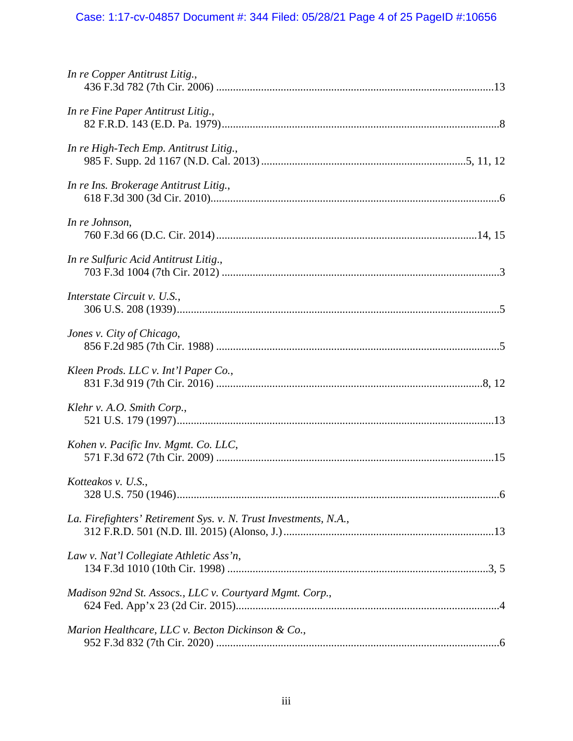*In re Copper Antitrust Litig.*,
436 F.3d 782 (7th Cir. 2006) ....................................................................................................13

*In re Fine Paper Antitrust Litig.*,
82 F.R.D. 143 (E.D. Pa. 1979)......................................................................................................8

*In re High-Tech Emp. Antitrust Litig.*,
985 F. Supp. 2d 1167 (N.D. Cal. 2013) .........................................................................5, 11, 12

*In re Ins. Brokerage Antitrust Litig.*,
618 F.3d 300 (3d Cir. 2010).........................................................................................................6

*In re Johnson*,
760 F.3d 66 (D.C. Cir. 2014) ...............................................................................................14, 15

*In re Sulfuric Acid Antitrust Litig*.,
703 F.3d 1004 (7th Cir. 2012) ....................................................................................................3

*Interstate Circuit v. U.S.*,
306 U.S. 208 (1939).....................................................................................................................5

*Jones v. City of Chicago*,
856 F.2d 985 (7th Cir. 1988) .......................................................................................................5

*Kleen Prods. LLC v. Int'l Paper Co.*,
831 F.3d 919 (7th Cir. 2016) ..................................................................................................8, 12

*Klehr v. A.O. Smith Corp.*,
521 U.S. 179 (1997)...................................................................................................................13

*Kohen v. Pacific Inv. Mgmt. Co. LLC*,
571 F.3d 672 (7th Cir. 2009) .....................................................................................................15

*Kotteakos v. U.S.*,
328 U.S. 750 (1946).....................................................................................................................6

*La. Firefighters' Retirement Sys. v. N. Trust Investments, N.A.*,
312 F.R.D. 501 (N.D. Ill. 2015) (Alonso, J.)............................................................................13

*Law v. Nat'l Collegiate Athletic Ass'n*,
134 F.3d 1010 (10th Cir. 1998) ...............................................................................................3, 5

*Madison 92nd St. Assocs., LLC v. Courtyard Mgmt. Corp.*,
624 Fed. App'x 23 (2d Cir. 2015)................................................................................................4

*Marion Healthcare, LLC v. Becton Dickinson & Co.*,
952 F.3d 832 (7th Cir. 2020) .......................................................................................................6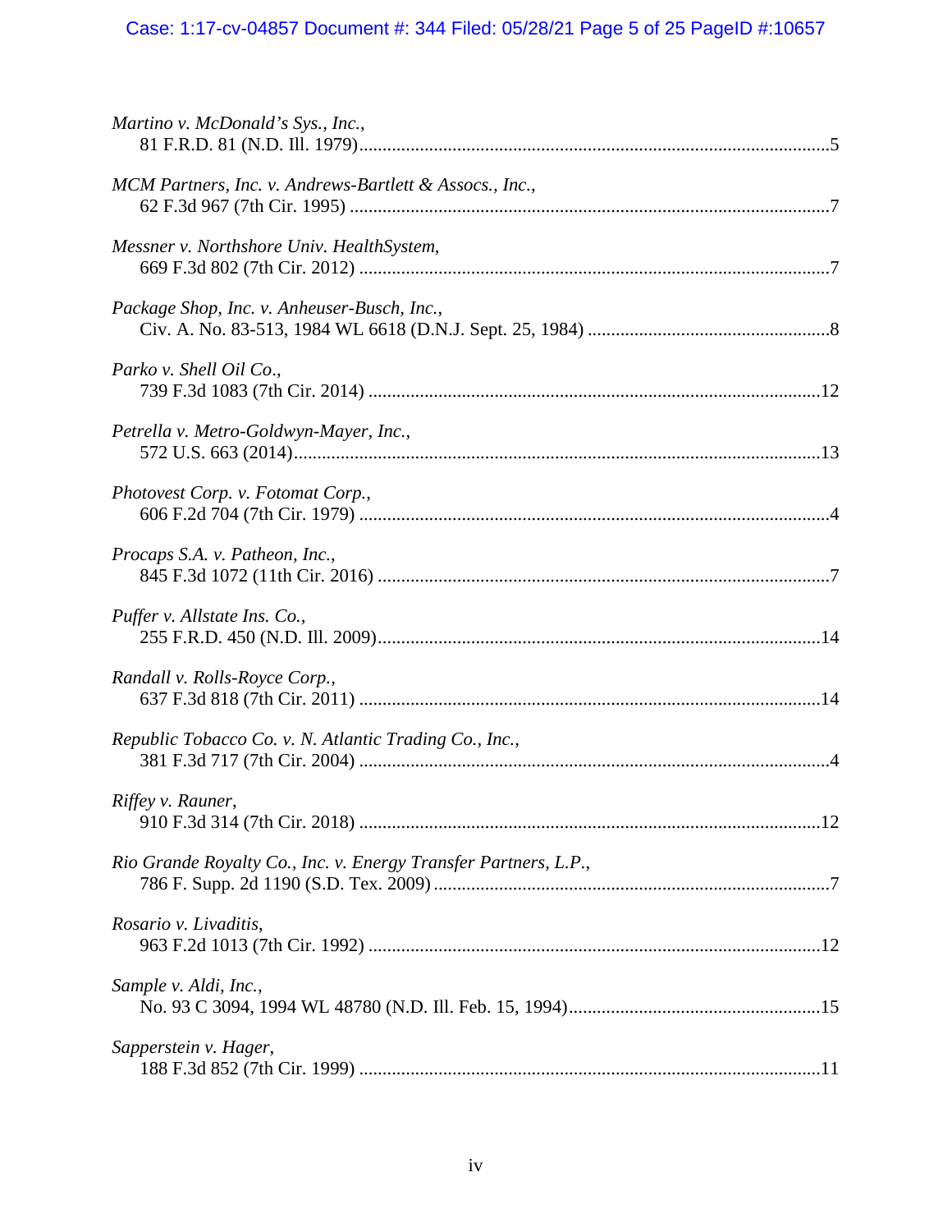*Martino v. McDonald's Sys., Inc.*,
81 F.R.D. 81 (N.D. Ill. 1979)....................................................................................................5

*MCM Partners, Inc. v. Andrews-Bartlett & Assocs., Inc.*,
62 F.3d 967 (7th Cir. 1995) .......................................................................................................7

*Messner v. Northshore Univ. HealthSystem*,
669 F.3d 802 (7th Cir. 2012) .....................................................................................................7

*Package Shop, Inc. v. Anheuser-Busch, Inc.*,
Civ. A. No. 83-513, 1984 WL 6618 (D.N.J. Sept. 25, 1984) ....................................................8

*Parko v. Shell Oil Co*.,
739 F.3d 1083 (7th Cir. 2014) .................................................................................................12

*Petrella v. Metro-Goldwyn-Mayer, Inc.*,
572 U.S. 663 (2014).................................................................................................................13

*Photovest Corp. v. Fotomat Corp.*,
606 F.2d 704 (7th Cir. 1979) .....................................................................................................4

*Procaps S.A. v. Patheon, Inc.*,
845 F.3d 1072 (11th Cir. 2016) .................................................................................................7

*Puffer v. Allstate Ins. Co.*,
255 F.R.D. 450 (N.D. Ill. 2009)...............................................................................................14

*Randall v. Rolls-Royce Corp.*,
637 F.3d 818 (7th Cir. 2011) ...................................................................................................14

*Republic Tobacco Co. v. N. Atlantic Trading Co., Inc.*,
381 F.3d 717 (7th Cir. 2004) .....................................................................................................4

*Riffey v. Rauner*,
910 F.3d 314 (7th Cir. 2018) ...................................................................................................12

*Rio Grande Royalty Co., Inc. v. Energy Transfer Partners, L.P.*,
786 F. Supp. 2d 1190 (S.D. Tex. 2009) .....................................................................................7

*Rosario v. Livaditis*,
963 F.2d 1013 (7th Cir. 1992) .................................................................................................12

*Sample v. Aldi, Inc.*,
No. 93 C 3094, 1994 WL 48780 (N.D. Ill. Feb. 15, 1994).......................................................15

*Sapperstein v. Hager*,
188 F.3d 852 (7th Cir. 1999) ...................................................................................................11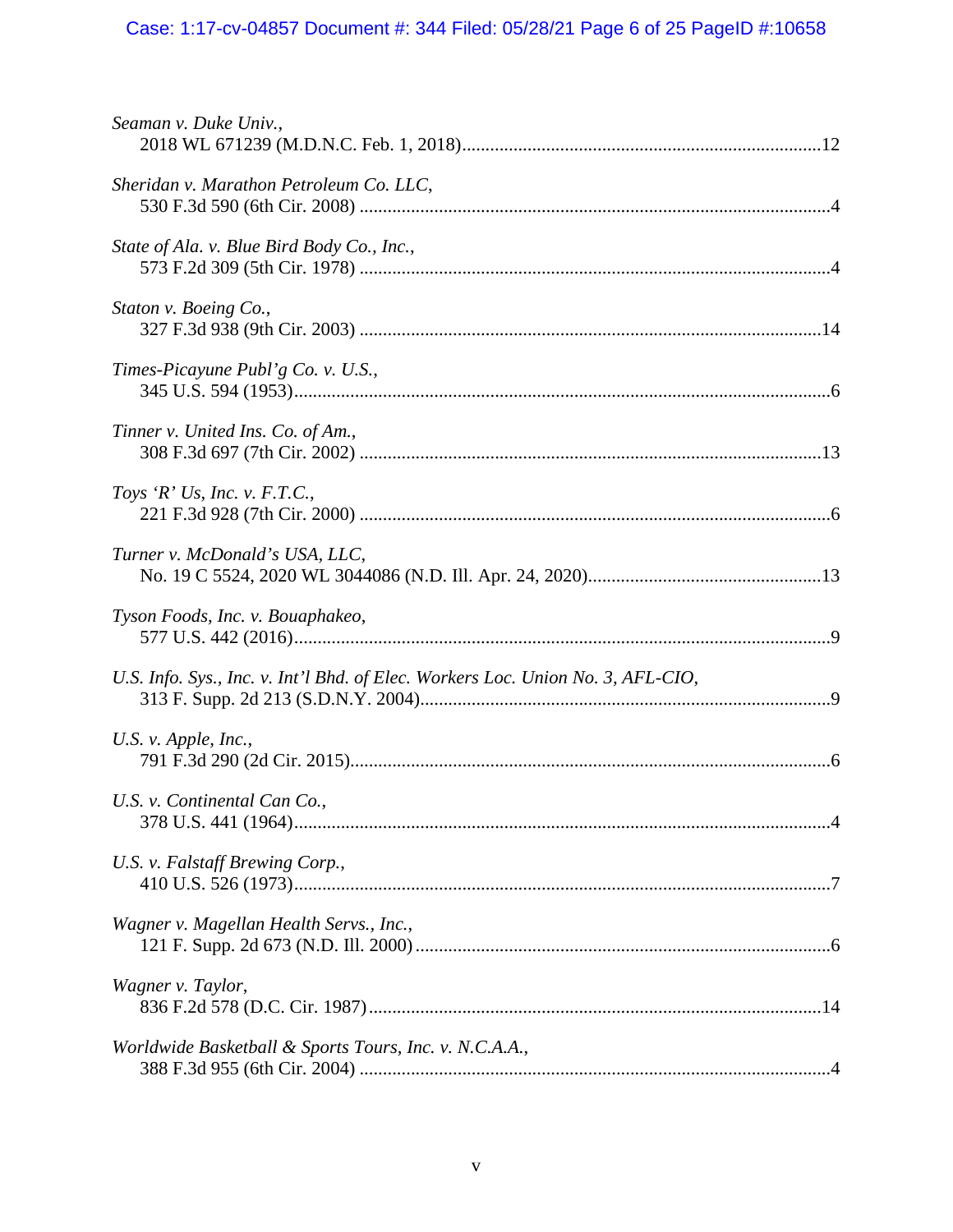*Seaman v. Duke Univ.*,
2018 WL 671239 (M.D.N.C. Feb. 1, 2018).............................................................................12

*Sheridan v. Marathon Petroleum Co. LLC*,
530 F.3d 590 (6th Cir. 2008) .....................................................................................................4

*State of Ala. v. Blue Bird Body Co., Inc.*,
573 F.2d 309 (5th Cir. 1978) .....................................................................................................4

*Staton v. Boeing Co.*,
327 F.3d 938 (9th Cir. 2003) ...................................................................................................14

*Times-Picayune Publ'g Co. v. U.S.*,
345 U.S. 594 (1953)...................................................................................................................6

*Tinner v. United Ins. Co. of Am.*,
308 F.3d 697 (7th Cir. 2002) ...................................................................................................13

*Toys 'R' Us, Inc. v. F.T.C.*,
221 F.3d 928 (7th Cir. 2000) .....................................................................................................6

*Turner v. McDonald's USA, LLC*,
No. 19 C 5524, 2020 WL 3044086 (N.D. Ill. Apr. 24, 2020)..................................................13

*Tyson Foods, Inc. v. Bouaphakeo*,
577 U.S. 442 (2016)...................................................................................................................9

*U.S. Info. Sys., Inc. v. Int'l Bhd. of Elec. Workers Loc. Union No. 3, AFL-CIO*,
313 F. Supp. 2d 213 (S.D.N.Y. 2004).......................................................................................9

*U.S. v. Apple, Inc.*,
791 F.3d 290 (2d Cir. 2015).......................................................................................................6

*U.S. v. Continental Can Co.*,
378 U.S. 441 (1964)...................................................................................................................4

*U.S. v. Falstaff Brewing Corp.*,
410 U.S. 526 (1973)...................................................................................................................7

*Wagner v. Magellan Health Servs., Inc.*,
121 F. Supp. 2d 673 (N.D. Ill. 2000) .........................................................................................6

*Wagner v. Taylor*,
836 F.2d 578 (D.C. Cir. 1987).................................................................................................14

*Worldwide Basketball & Sports Tours, Inc. v. N.C.A.A.*,
388 F.3d 955 (6th Cir. 2004) .....................................................................................................4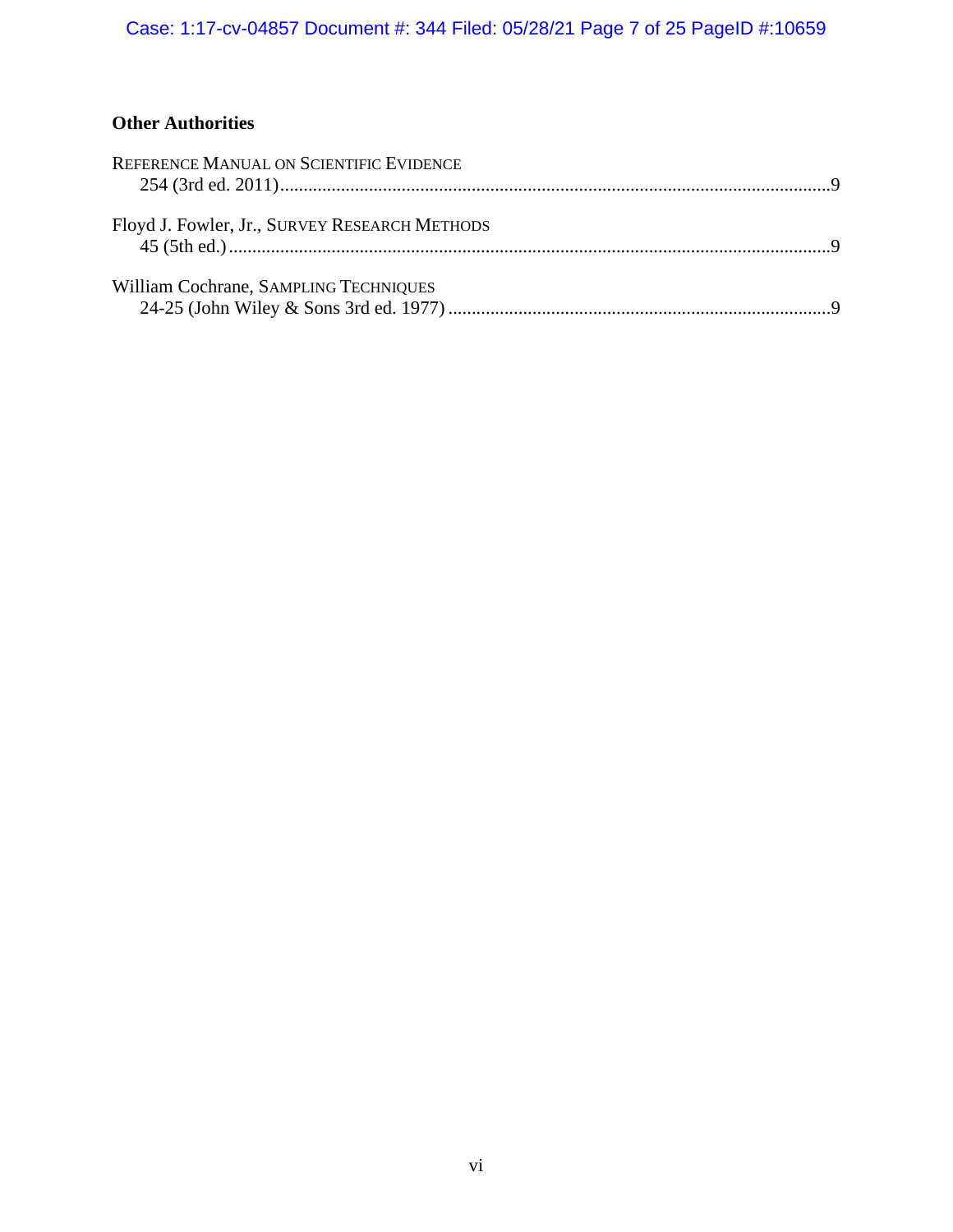**Other Authorities**

REFERENCE MANUAL ON SCIENTIFIC EVIDENCE
254 (3rd ed. 2011) ........................................................................................................ 9

Floyd J. Fowler, Jr., SURVEY RESEARCH METHODS
45 (5th ed.) ................................................................................................................... 9

William Cochrane, SAMPLING TECHNIQUES
24-25 (John Wiley & Sons 3rd ed. 1977) ..................................................................... 9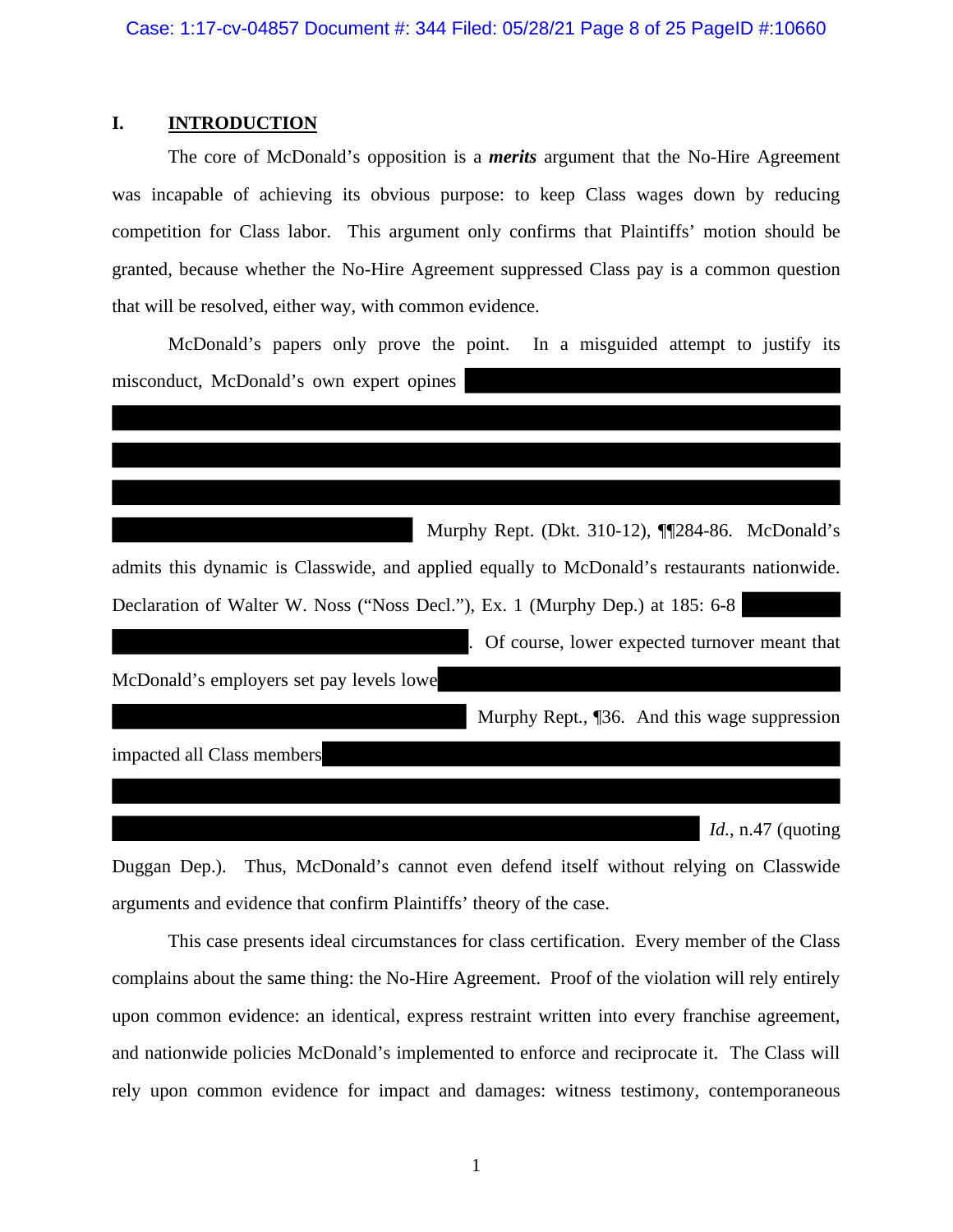## I. INTRODUCTION

The core of McDonald's opposition is a ***merits*** argument that the No-Hire Agreement was incapable of achieving its obvious purpose: to keep Class wages down by reducing competition for Class labor. This argument only confirms that Plaintiffs' motion should be granted, because whether the No-Hire Agreement suppressed Class pay is a common question that will be resolved, either way, with common evidence.

McDonald's papers only prove the point. In a misguided attempt to justify its misconduct, McDonald's own expert opines [REDACTED] Murphy Rept. (Dkt. 310-12), ¶¶284-86. McDonald's admits this dynamic is Classwide, and applied equally to McDonald's restaurants nationwide. Declaration of Walter W. Noss ("Noss Decl."), Ex. 1 (Murphy Dep.) at 185: 6-8 [REDACTED]. Of course, lower expected turnover meant that McDonald's employers set pay levels lowe[REDACTED] Murphy Rept., ¶36. And this wage suppression impacted all Class members[REDACTED] *Id.*, n.47 (quoting Duggan Dep.). Thus, McDonald's cannot even defend itself without relying on Classwide arguments and evidence that confirm Plaintiffs' theory of the case.

This case presents ideal circumstances for class certification. Every member of the Class complains about the same thing: the No-Hire Agreement. Proof of the violation will rely entirely upon common evidence: an identical, express restraint written into every franchise agreement, and nationwide policies McDonald's implemented to enforce and reciprocate it. The Class will rely upon common evidence for impact and damages: witness testimony, contemporaneous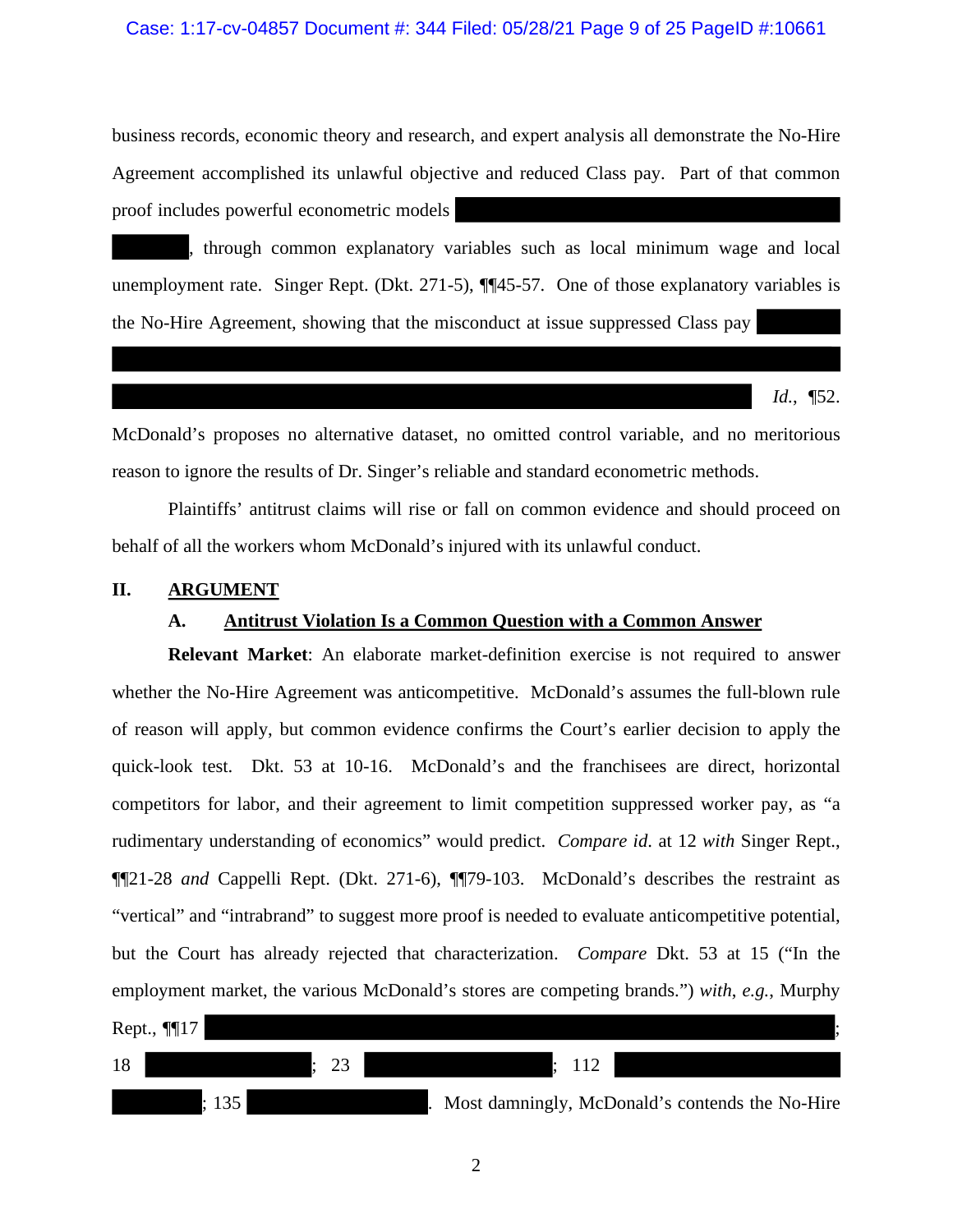business records, economic theory and research, and expert analysis all demonstrate the No-Hire Agreement accomplished its unlawful objective and reduced Class pay. Part of that common proof includes powerful econometric models [REDACTED], through common explanatory variables such as local minimum wage and local unemployment rate. Singer Rept. (Dkt. 271-5), ¶¶45-57. One of those explanatory variables is the No-Hire Agreement, showing that the misconduct at issue suppressed Class pay [REDACTED] *Id.*, ¶52. McDonald's proposes no alternative dataset, no omitted control variable, and no meritorious reason to ignore the results of Dr. Singer's reliable and standard econometric methods.

Plaintiffs' antitrust claims will rise or fall on common evidence and should proceed on behalf of all the workers whom McDonald's injured with its unlawful conduct.

## II. ARGUMENT

### A. Antitrust Violation Is a Common Question with a Common Answer

**Relevant Market**: An elaborate market-definition exercise is not required to answer whether the No-Hire Agreement was anticompetitive. McDonald's assumes the full-blown rule of reason will apply, but common evidence confirms the Court's earlier decision to apply the quick-look test. Dkt. 53 at 10-16. McDonald's and the franchisees are direct, horizontal competitors for labor, and their agreement to limit competition suppressed worker pay, as "a rudimentary understanding of economics" would predict. *Compare id.* at 12 *with* Singer Rept., ¶¶21-28 *and* Cappelli Rept. (Dkt. 271-6), ¶¶79-103. McDonald's describes the restraint as "vertical" and "intrabrand" to suggest more proof is needed to evaluate anticompetitive potential, but the Court has already rejected that characterization. *Compare* Dkt. 53 at 15 ("In the employment market, the various McDonald's stores are competing brands.") *with*, *e.g.*, Murphy Rept., ¶¶17 [REDACTED]; 18 [REDACTED]; 23 [REDACTED]; 112 [REDACTED]; 135 [REDACTED]. Most damningly, McDonald's contends the No-Hire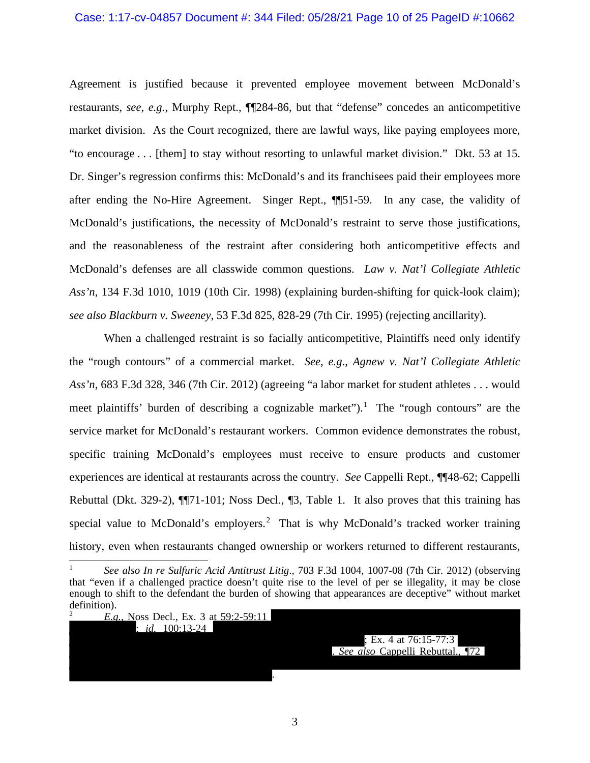Agreement is justified because it prevented employee movement between McDonald's restaurants, *see*, *e.g.*, Murphy Rept., ¶¶284-86, but that "defense" concedes an anticompetitive market division. As the Court recognized, there are lawful ways, like paying employees more, "to encourage . . . [them] to stay without resorting to unlawful market division." Dkt. 53 at 15. Dr. Singer's regression confirms this: McDonald's and its franchisees paid their employees more after ending the No-Hire Agreement. Singer Rept., ¶¶51-59. In any case, the validity of McDonald's justifications, the necessity of McDonald's restraint to serve those justifications, and the reasonableness of the restraint after considering both anticompetitive effects and McDonald's defenses are all classwide common questions. *Law v. Nat'l Collegiate Athletic Ass'n*, 134 F.3d 1010, 1019 (10th Cir. 1998) (explaining burden-shifting for quick-look claim); *see also Blackburn v. Sweeney*, 53 F.3d 825, 828-29 (7th Cir. 1995) (rejecting ancillarity).

When a challenged restraint is so facially anticompetitive, Plaintiffs need only identify the "rough contours" of a commercial market. *See*, *e.g.*, *Agnew v. Nat'l Collegiate Athletic Ass'n*, 683 F.3d 328, 346 (7th Cir. 2012) (agreeing "a labor market for student athletes . . . would meet plaintiffs' burden of describing a cognizable market").[1] The "rough contours" are the service market for McDonald's restaurant workers. Common evidence demonstrates the robust, specific training McDonald's employees must receive to ensure products and customer experiences are identical at restaurants across the country. *See* Cappelli Rept., ¶¶48-62; Cappelli Rebuttal (Dkt. 329-2), ¶¶71-101; Noss Decl., ¶3, Table 1. It also proves that this training has special value to McDonald's employers.[2] That is why McDonald's tracked worker training history, even when restaurants changed ownership or workers returned to different restaurants,

---

[1] *See also In re Sulfuric Acid Antitrust Litig*., 703 F.3d 1004, 1007-08 (7th Cir. 2012) (observing that "even if a challenged practice doesn't quite rise to the level of per se illegality, it may be close enough to shift to the defendant the burden of showing that appearances are deceptive" without market definition).

[2] *E.g.*, Noss Decl., Ex. 3 at 59:2-59:11 [REDACTED]; *id.* 100:13-24 [REDACTED]; Ex. 4 at 76:15-77:3 [REDACTED]. *See also* Cappelli Rebuttal., ¶72 [REDACTED].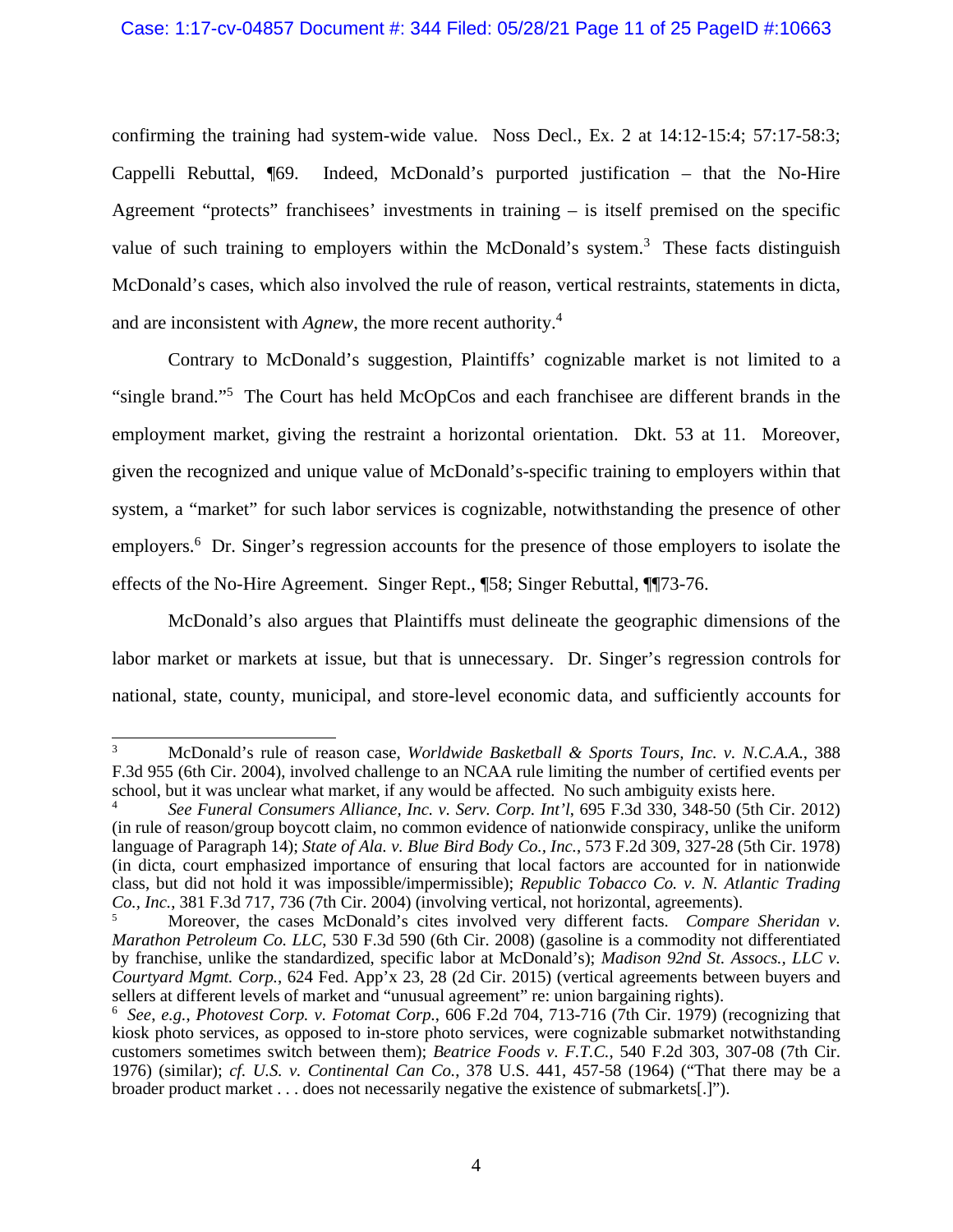confirming the training had system-wide value. Noss Decl., Ex. 2 at 14:12-15:4; 57:17-58:3; Cappelli Rebuttal, ¶69. Indeed, McDonald's purported justification – that the No-Hire Agreement "protects" franchisees' investments in training – is itself premised on the specific value of such training to employers within the McDonald's system.[3] These facts distinguish McDonald's cases, which also involved the rule of reason, vertical restraints, statements in dicta, and are inconsistent with *Agnew*, the more recent authority.[4]

Contrary to McDonald's suggestion, Plaintiffs' cognizable market is not limited to a "single brand."[5] The Court has held McOpCos and each franchisee are different brands in the employment market, giving the restraint a horizontal orientation. Dkt. 53 at 11. Moreover, given the recognized and unique value of McDonald's-specific training to employers within that system, a "market" for such labor services is cognizable, notwithstanding the presence of other employers.[6] Dr. Singer's regression accounts for the presence of those employers to isolate the effects of the No-Hire Agreement. Singer Rept., ¶58; Singer Rebuttal, ¶¶73-76.

McDonald's also argues that Plaintiffs must delineate the geographic dimensions of the labor market or markets at issue, but that is unnecessary. Dr. Singer's regression controls for national, state, county, municipal, and store-level economic data, and sufficiently accounts for

---

[3] McDonald's rule of reason case, *Worldwide Basketball & Sports Tours, Inc. v. N.C.A.A.*, 388 F.3d 955 (6th Cir. 2004), involved challenge to an NCAA rule limiting the number of certified events per school, but it was unclear what market, if any would be affected. No such ambiguity exists here.

[4] *See Funeral Consumers Alliance, Inc. v. Serv. Corp. Int'l*, 695 F.3d 330, 348-50 (5th Cir. 2012) (in rule of reason/group boycott claim, no common evidence of nationwide conspiracy, unlike the uniform language of Paragraph 14); *State of Ala. v. Blue Bird Body Co., Inc.*, 573 F.2d 309, 327-28 (5th Cir. 1978) (in dicta, court emphasized importance of ensuring that local factors are accounted for in nationwide class, but did not hold it was impossible/impermissible); *Republic Tobacco Co. v. N. Atlantic Trading Co., Inc.*, 381 F.3d 717, 736 (7th Cir. 2004) (involving vertical, not horizontal, agreements).

[5] Moreover, the cases McDonald's cites involved very different facts. *Compare Sheridan v. Marathon Petroleum Co. LLC*, 530 F.3d 590 (6th Cir. 2008) (gasoline is a commodity not differentiated by franchise, unlike the standardized, specific labor at McDonald's); *Madison 92nd St. Assocs., LLC v. Courtyard Mgmt. Corp.*, 624 Fed. App'x 23, 28 (2d Cir. 2015) (vertical agreements between buyers and sellers at different levels of market and "unusual agreement" re: union bargaining rights).

[6] *See, e.g.*, *Photovest Corp. v. Fotomat Corp.*, 606 F.2d 704, 713-716 (7th Cir. 1979) (recognizing that kiosk photo services, as opposed to in-store photo services, were cognizable submarket notwithstanding customers sometimes switch between them); *Beatrice Foods v. F.T.C.*, 540 F.2d 303, 307-08 (7th Cir. 1976) (similar); *cf. U.S. v. Continental Can Co.*, 378 U.S. 441, 457-58 (1964) ("That there may be a broader product market . . . does not necessarily negative the existence of submarkets[.]").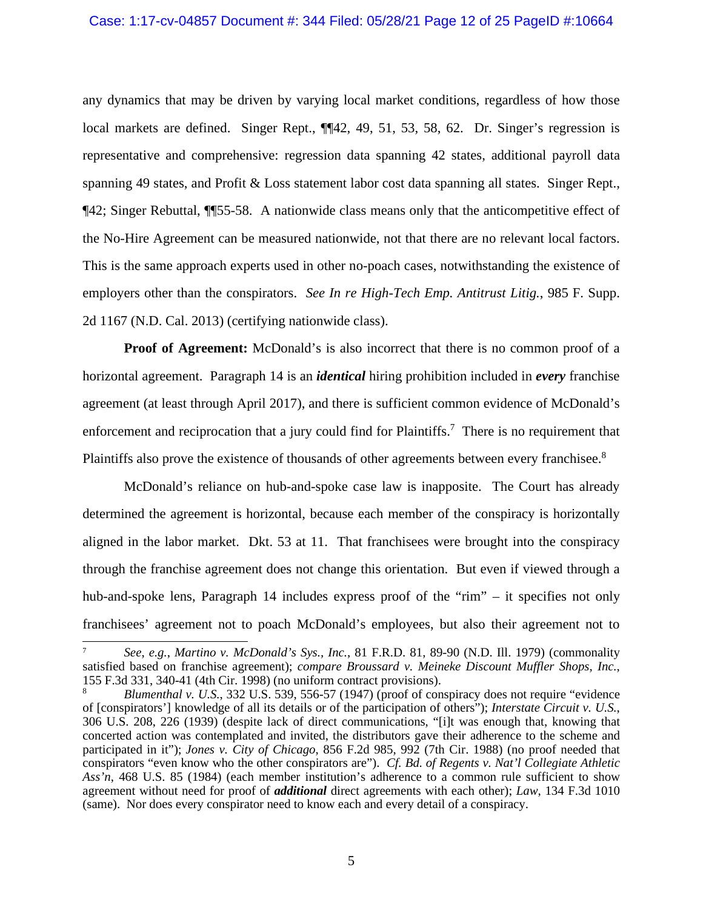any dynamics that may be driven by varying local market conditions, regardless of how those local markets are defined. Singer Rept., ¶¶42, 49, 51, 53, 58, 62. Dr. Singer's regression is representative and comprehensive: regression data spanning 42 states, additional payroll data spanning 49 states, and Profit & Loss statement labor cost data spanning all states. Singer Rept., ¶42; Singer Rebuttal, ¶¶55-58. A nationwide class means only that the anticompetitive effect of the No-Hire Agreement can be measured nationwide, not that there are no relevant local factors. This is the same approach experts used in other no-poach cases, notwithstanding the existence of employers other than the conspirators. *See In re High-Tech Emp. Antitrust Litig.*, 985 F. Supp. 2d 1167 (N.D. Cal. 2013) (certifying nationwide class).

**Proof of Agreement:** McDonald's is also incorrect that there is no common proof of a horizontal agreement. Paragraph 14 is an ***identical*** hiring prohibition included in ***every*** franchise agreement (at least through April 2017), and there is sufficient common evidence of McDonald's enforcement and reciprocation that a jury could find for Plaintiffs.[7] There is no requirement that Plaintiffs also prove the existence of thousands of other agreements between every franchisee.[8]

McDonald's reliance on hub-and-spoke case law is inapposite. The Court has already determined the agreement is horizontal, because each member of the conspiracy is horizontally aligned in the labor market. Dkt. 53 at 11. That franchisees were brought into the conspiracy through the franchise agreement does not change this orientation. But even if viewed through a hub-and-spoke lens, Paragraph 14 includes express proof of the "rim" – it specifies not only franchisees' agreement not to poach McDonald's employees, but also their agreement not to

---

[7] *See, e.g.*, *Martino v. McDonald's Sys., Inc.*, 81 F.R.D. 81, 89-90 (N.D. Ill. 1979) (commonality satisfied based on franchise agreement); *compare Broussard v. Meineke Discount Muffler Shops, Inc.*, 155 F.3d 331, 340-41 (4th Cir. 1998) (no uniform contract provisions).

[8] *Blumenthal v. U.S.*, 332 U.S. 539, 556-57 (1947) (proof of conspiracy does not require "evidence of [conspirators'] knowledge of all its details or of the participation of others"); *Interstate Circuit v. U.S.*, 306 U.S. 208, 226 (1939) (despite lack of direct communications, "[i]t was enough that, knowing that concerted action was contemplated and invited, the distributors gave their adherence to the scheme and participated in it"); *Jones v. City of Chicago*, 856 F.2d 985, 992 (7th Cir. 1988) (no proof needed that conspirators "even know who the other conspirators are"). *Cf. Bd. of Regents v. Nat'l Collegiate Athletic Ass'n*, 468 U.S. 85 (1984) (each member institution's adherence to a common rule sufficient to show agreement without need for proof of ***additional*** direct agreements with each other); *Law*, 134 F.3d 1010 (same). Nor does every conspirator need to know each and every detail of a conspiracy.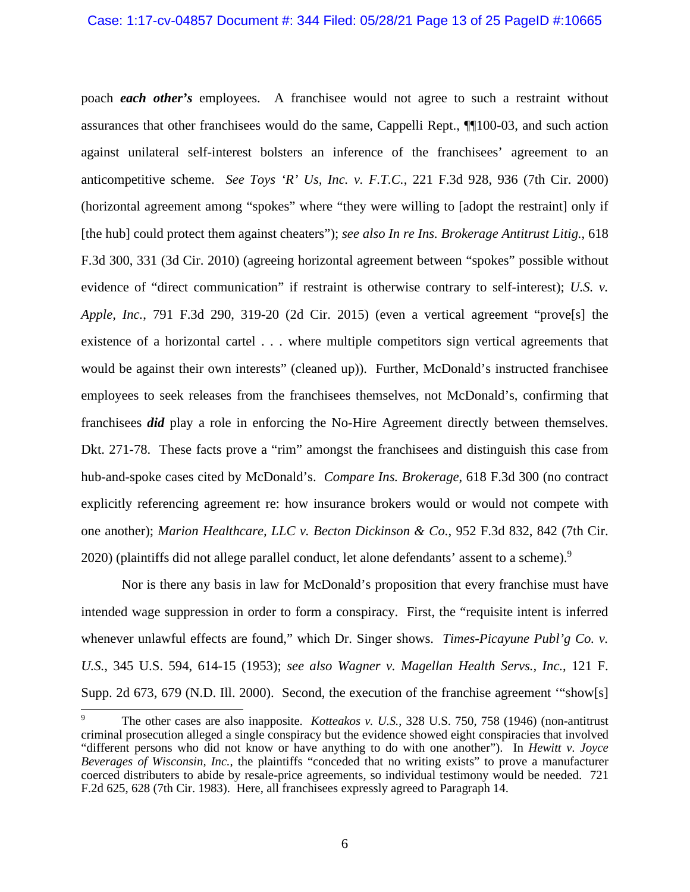poach ***each other's*** employees. A franchisee would not agree to such a restraint without assurances that other franchisees would do the same, Cappelli Rept., ¶¶100-03, and such action against unilateral self-interest bolsters an inference of the franchisees' agreement to an anticompetitive scheme. *See Toys 'R' Us, Inc. v. F.T.C.*, 221 F.3d 928, 936 (7th Cir. 2000) (horizontal agreement among "spokes" where "they were willing to [adopt the restraint] only if [the hub] could protect them against cheaters"); *see also In re Ins. Brokerage Antitrust Litig.*, 618 F.3d 300, 331 (3d Cir. 2010) (agreeing horizontal agreement between "spokes" possible without evidence of "direct communication" if restraint is otherwise contrary to self-interest); *U.S. v. Apple, Inc.*, 791 F.3d 290, 319-20 (2d Cir. 2015) (even a vertical agreement "prove[s] the existence of a horizontal cartel . . . where multiple competitors sign vertical agreements that would be against their own interests" (cleaned up)). Further, McDonald's instructed franchisee employees to seek releases from the franchisees themselves, not McDonald's, confirming that franchisees ***did*** play a role in enforcing the No-Hire Agreement directly between themselves. Dkt. 271-78. These facts prove a "rim" amongst the franchisees and distinguish this case from hub-and-spoke cases cited by McDonald's. *Compare Ins. Brokerage*, 618 F.3d 300 (no contract explicitly referencing agreement re: how insurance brokers would or would not compete with one another); *Marion Healthcare, LLC v. Becton Dickinson & Co.*, 952 F.3d 832, 842 (7th Cir. 2020) (plaintiffs did not allege parallel conduct, let alone defendants' assent to a scheme).[9]

Nor is there any basis in law for McDonald's proposition that every franchise must have intended wage suppression in order to form a conspiracy. First, the "requisite intent is inferred whenever unlawful effects are found," which Dr. Singer shows. *Times-Picayune Publ'g Co. v. U.S.*, 345 U.S. 594, 614-15 (1953); *see also Wagner v. Magellan Health Servs., Inc.*, 121 F. Supp. 2d 673, 679 (N.D. Ill. 2000). Second, the execution of the franchise agreement '"show[s]

---

[9] The other cases are also inapposite. *Kotteakos v. U.S.*, 328 U.S. 750, 758 (1946) (non-antitrust criminal prosecution alleged a single conspiracy but the evidence showed eight conspiracies that involved "different persons who did not know or have anything to do with one another"). In *Hewitt v. Joyce Beverages of Wisconsin, Inc.*, the plaintiffs "conceded that no writing exists" to prove a manufacturer coerced distributers to abide by resale-price agreements, so individual testimony would be needed. 721 F.2d 625, 628 (7th Cir. 1983). Here, all franchisees expressly agreed to Paragraph 14.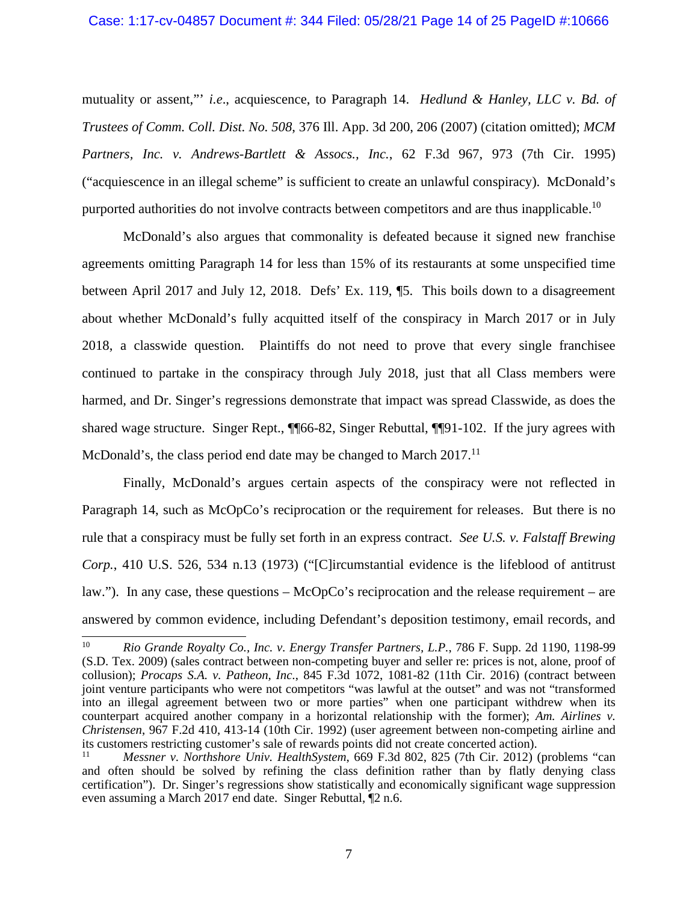mutuality or assent,"' *i.e*., acquiescence, to Paragraph 14. *Hedlund & Hanley, LLC v. Bd. of Trustees of Comm. Coll. Dist. No. 508*, 376 Ill. App. 3d 200, 206 (2007) (citation omitted); *MCM Partners, Inc. v. Andrews-Bartlett & Assocs., Inc.*, 62 F.3d 967, 973 (7th Cir. 1995) ("acquiescence in an illegal scheme" is sufficient to create an unlawful conspiracy). McDonald's purported authorities do not involve contracts between competitors and are thus inapplicable.[10]

McDonald's also argues that commonality is defeated because it signed new franchise agreements omitting Paragraph 14 for less than 15% of its restaurants at some unspecified time between April 2017 and July 12, 2018. Defs' Ex. 119, ¶5. This boils down to a disagreement about whether McDonald's fully acquitted itself of the conspiracy in March 2017 or in July 2018, a classwide question. Plaintiffs do not need to prove that every single franchisee continued to partake in the conspiracy through July 2018, just that all Class members were harmed, and Dr. Singer's regressions demonstrate that impact was spread Classwide, as does the shared wage structure. Singer Rept., ¶¶66-82, Singer Rebuttal, ¶¶91-102. If the jury agrees with McDonald's, the class period end date may be changed to March 2017.[11]

Finally, McDonald's argues certain aspects of the conspiracy were not reflected in Paragraph 14, such as McOpCo's reciprocation or the requirement for releases. But there is no rule that a conspiracy must be fully set forth in an express contract. *See U.S. v. Falstaff Brewing Corp.*, 410 U.S. 526, 534 n.13 (1973) ("[C]ircumstantial evidence is the lifeblood of antitrust law."). In any case, these questions – McOpCo's reciprocation and the release requirement – are answered by common evidence, including Defendant's deposition testimony, email records, and

---

[10] *Rio Grande Royalty Co., Inc. v. Energy Transfer Partners, L.P.*, 786 F. Supp. 2d 1190, 1198-99 (S.D. Tex. 2009) (sales contract between non-competing buyer and seller re: prices is not, alone, proof of collusion); *Procaps S.A. v. Patheon, Inc.*, 845 F.3d 1072, 1081-82 (11th Cir. 2016) (contract between joint venture participants who were not competitors "was lawful at the outset" and was not "transformed into an illegal agreement between two or more parties" when one participant withdrew when its counterpart acquired another company in a horizontal relationship with the former); *Am. Airlines v. Christensen*, 967 F.2d 410, 413-14 (10th Cir. 1992) (user agreement between non-competing airline and its customers restricting customer's sale of rewards points did not create concerted action).

[11] *Messner v. Northshore Univ. HealthSystem*, 669 F.3d 802, 825 (7th Cir. 2012) (problems "can and often should be solved by refining the class definition rather than by flatly denying class certification"). Dr. Singer's regressions show statistically and economically significant wage suppression even assuming a March 2017 end date. Singer Rebuttal, ¶2 n.6.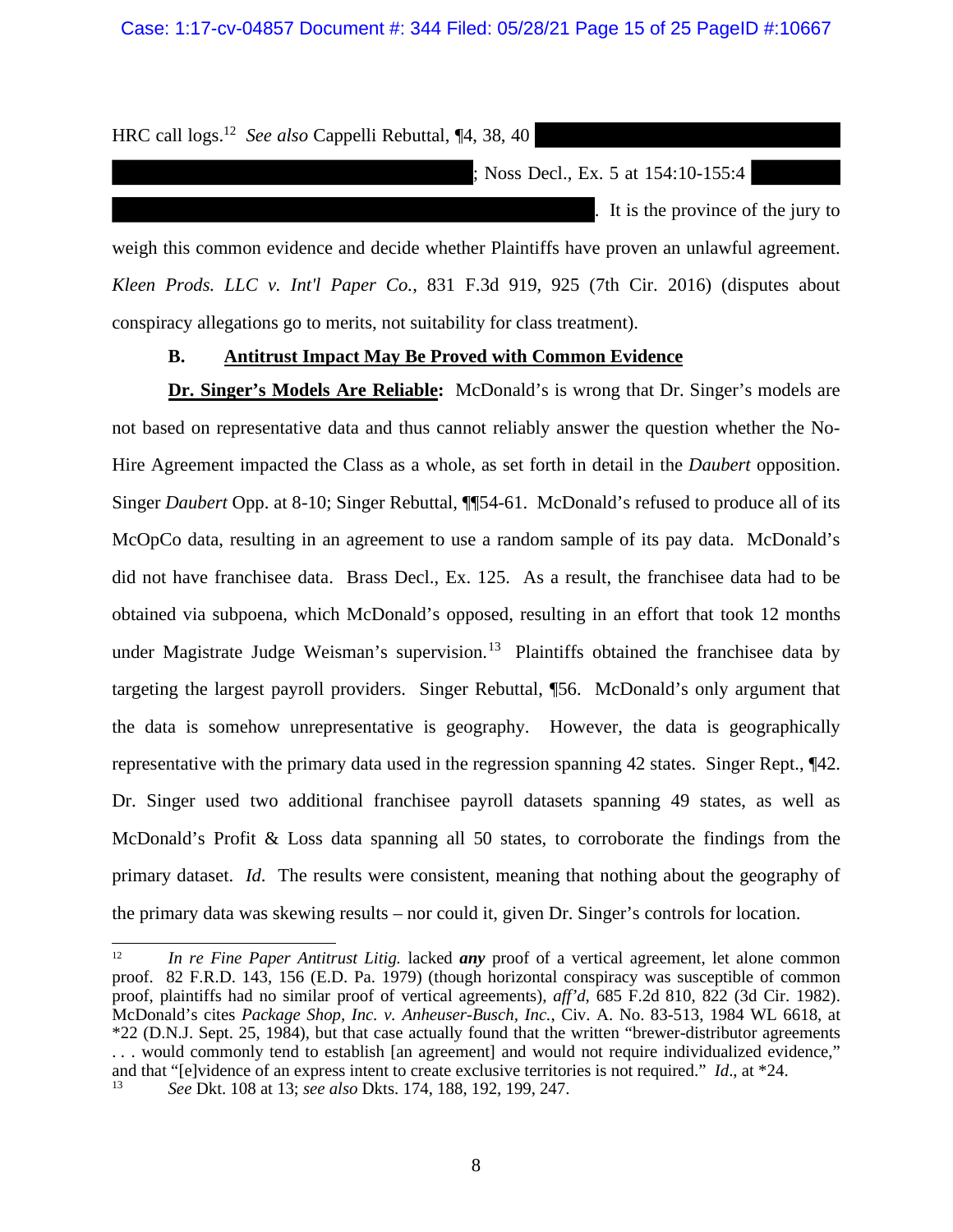HRC call logs.[12] *See also* Cappelli Rebuttal, ¶4, 38, 40 ; Noss Decl., Ex. 5 at 154:10-155:4 . It is the province of the jury to weigh this common evidence and decide whether Plaintiffs have proven an unlawful agreement. *Kleen Prods. LLC v. Int'l Paper Co.*, 831 F.3d 919, 925 (7th Cir. 2016) (disputes about conspiracy allegations go to merits, not suitability for class treatment).

### B. Antitrust Impact May Be Proved with Common Evidence

**Dr. Singer's Models Are Reliable:** McDonald's is wrong that Dr. Singer's models are not based on representative data and thus cannot reliably answer the question whether the No-Hire Agreement impacted the Class as a whole, as set forth in detail in the *Daubert* opposition. Singer *Daubert* Opp. at 8-10; Singer Rebuttal, ¶¶54-61. McDonald's refused to produce all of its McOpCo data, resulting in an agreement to use a random sample of its pay data. McDonald's did not have franchisee data. Brass Decl., Ex. 125. As a result, the franchisee data had to be obtained via subpoena, which McDonald's opposed, resulting in an effort that took 12 months under Magistrate Judge Weisman's supervision.[13] Plaintiffs obtained the franchisee data by targeting the largest payroll providers. Singer Rebuttal, ¶56. McDonald's only argument that the data is somehow unrepresentative is geography. However, the data is geographically representative with the primary data used in the regression spanning 42 states. Singer Rept., ¶42. Dr. Singer used two additional franchisee payroll datasets spanning 49 states, as well as McDonald's Profit & Loss data spanning all 50 states, to corroborate the findings from the primary dataset. *Id*. The results were consistent, meaning that nothing about the geography of the primary data was skewing results – nor could it, given Dr. Singer's controls for location.

---

[12] *In re Fine Paper Antitrust Litig.* lacked ***any*** proof of a vertical agreement, let alone common proof. 82 F.R.D. 143, 156 (E.D. Pa. 1979) (though horizontal conspiracy was susceptible of common proof, plaintiffs had no similar proof of vertical agreements), *aff'd*, 685 F.2d 810, 822 (3d Cir. 1982). McDonald's cites *Package Shop, Inc. v. Anheuser-Busch, Inc.*, Civ. A. No. 83-513, 1984 WL 6618, at \*22 (D.N.J. Sept. 25, 1984), but that case actually found that the written "brewer-distributor agreements . . . would commonly tend to establish [an agreement] and would not require individualized evidence," and that "[e]vidence of an express intent to create exclusive territories is not required." *Id*., at \*24.

[13] *See* Dkt. 108 at 13; *see also* Dkts. 174, 188, 192, 199, 247.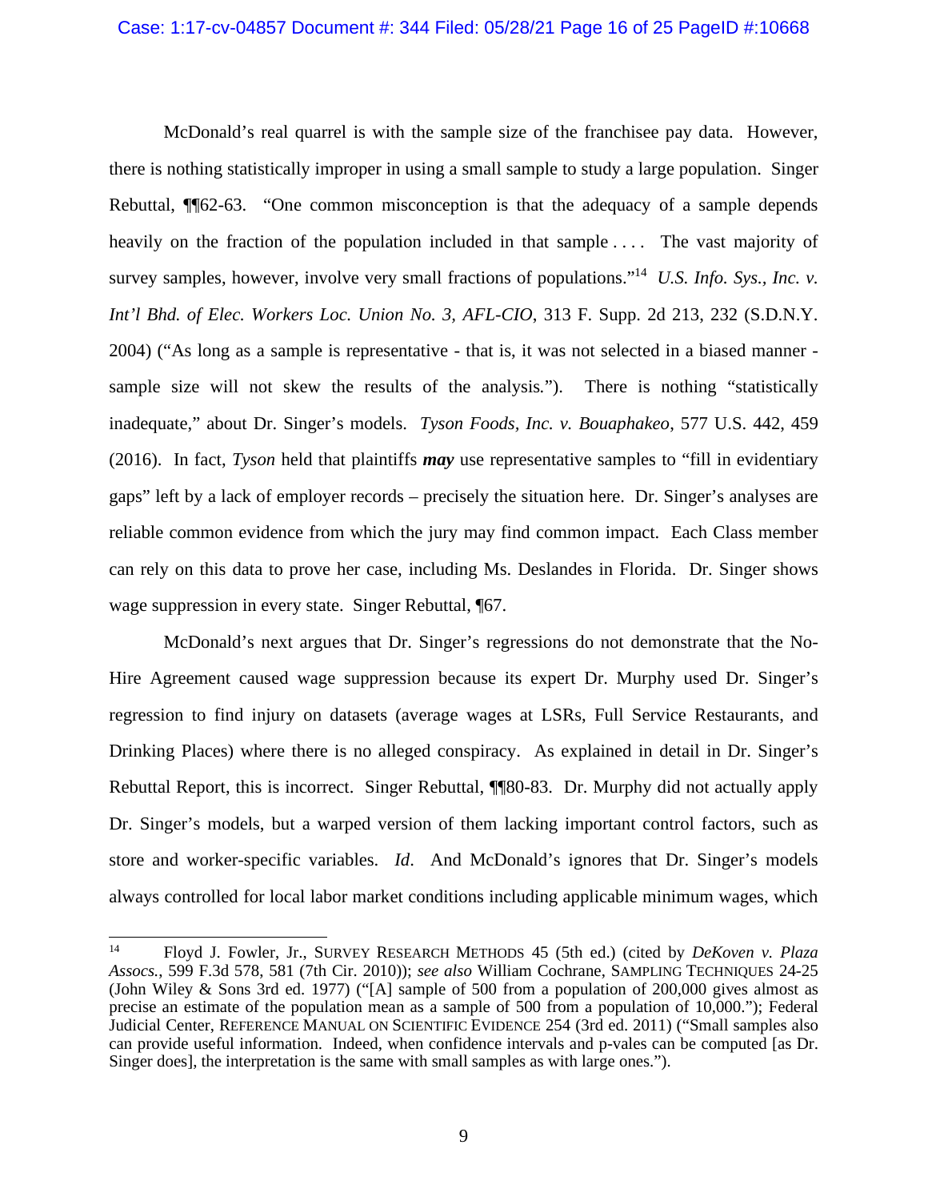McDonald's real quarrel is with the sample size of the franchisee pay data. However, there is nothing statistically improper in using a small sample to study a large population. Singer Rebuttal, ¶¶62-63. "One common misconception is that the adequacy of a sample depends heavily on the fraction of the population included in that sample . . . . The vast majority of survey samples, however, involve very small fractions of populations."[14] *U.S. Info. Sys., Inc. v. Int'l Bhd. of Elec. Workers Loc. Union No. 3, AFL-CIO*, 313 F. Supp. 2d 213, 232 (S.D.N.Y. 2004) ("As long as a sample is representative - that is, it was not selected in a biased manner - sample size will not skew the results of the analysis."). There is nothing "statistically inadequate," about Dr. Singer's models. *Tyson Foods, Inc. v. Bouaphakeo*, 577 U.S. 442, 459 (2016). In fact, *Tyson* held that plaintiffs ***may*** use representative samples to "fill in evidentiary gaps" left by a lack of employer records – precisely the situation here. Dr. Singer's analyses are reliable common evidence from which the jury may find common impact. Each Class member can rely on this data to prove her case, including Ms. Deslandes in Florida. Dr. Singer shows wage suppression in every state. Singer Rebuttal, ¶67.

McDonald's next argues that Dr. Singer's regressions do not demonstrate that the No-Hire Agreement caused wage suppression because its expert Dr. Murphy used Dr. Singer's regression to find injury on datasets (average wages at LSRs, Full Service Restaurants, and Drinking Places) where there is no alleged conspiracy. As explained in detail in Dr. Singer's Rebuttal Report, this is incorrect. Singer Rebuttal, ¶¶80-83. Dr. Murphy did not actually apply Dr. Singer's models, but a warped version of them lacking important control factors, such as store and worker-specific variables. *Id*. And McDonald's ignores that Dr. Singer's models always controlled for local labor market conditions including applicable minimum wages, which

---

[14] Floyd J. Fowler, Jr., SURVEY RESEARCH METHODS 45 (5th ed.) (cited by *DeKoven v. Plaza Assocs.*, 599 F.3d 578, 581 (7th Cir. 2010)); *see also* William Cochrane, SAMPLING TECHNIQUES 24-25 (John Wiley & Sons 3rd ed. 1977) ("[A] sample of 500 from a population of 200,000 gives almost as precise an estimate of the population mean as a sample of 500 from a population of 10,000."); Federal Judicial Center, REFERENCE MANUAL ON SCIENTIFIC EVIDENCE 254 (3rd ed. 2011) ("Small samples also can provide useful information. Indeed, when confidence intervals and p-vales can be computed [as Dr. Singer does], the interpretation is the same with small samples as with large ones.").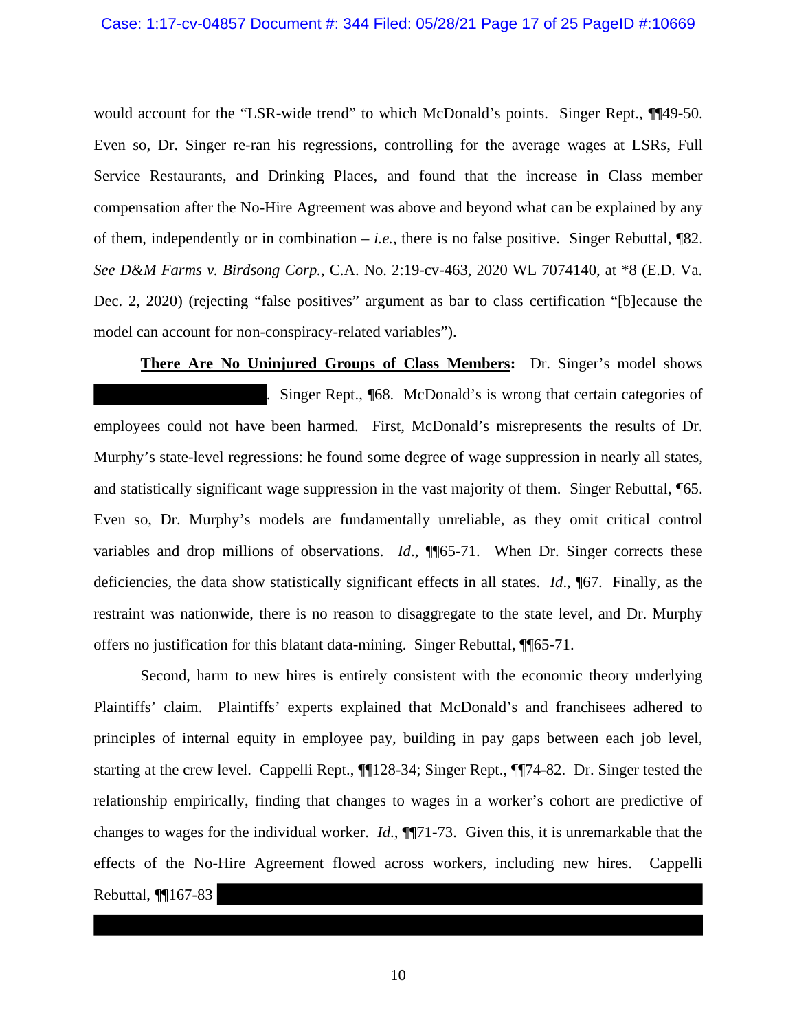would account for the "LSR-wide trend" to which McDonald's points. Singer Rept., ¶¶49-50. Even so, Dr. Singer re-ran his regressions, controlling for the average wages at LSRs, Full Service Restaurants, and Drinking Places, and found that the increase in Class member compensation after the No-Hire Agreement was above and beyond what can be explained by any of them, independently or in combination – *i.e.*, there is no false positive. Singer Rebuttal, ¶82. *See D&M Farms v. Birdsong Corp.*, C.A. No. 2:19-cv-463, 2020 WL 7074140, at *8 (E.D. Va. Dec. 2, 2020) (rejecting "false positives" argument as bar to class certification "[b]ecause the model can account for non-conspiracy-related variables").

**<u>There Are No Uninjured Groups of Class Members</u>:** Dr. Singer's model shows [REDACTED]. Singer Rept., ¶68. McDonald's is wrong that certain categories of employees could not have been harmed. First, McDonald's misrepresents the results of Dr. Murphy's state-level regressions: he found some degree of wage suppression in nearly all states, and statistically significant wage suppression in the vast majority of them. Singer Rebuttal, ¶65. Even so, Dr. Murphy's models are fundamentally unreliable, as they omit critical control variables and drop millions of observations. *Id*., ¶¶65-71. When Dr. Singer corrects these deficiencies, the data show statistically significant effects in all states. *Id*., ¶67. Finally, as the restraint was nationwide, there is no reason to disaggregate to the state level, and Dr. Murphy offers no justification for this blatant data-mining. Singer Rebuttal, ¶¶65-71.

Second, harm to new hires is entirely consistent with the economic theory underlying Plaintiffs' claim. Plaintiffs' experts explained that McDonald's and franchisees adhered to principles of internal equity in employee pay, building in pay gaps between each job level, starting at the crew level. Cappelli Rept., ¶¶128-34; Singer Rept., ¶¶74-82. Dr. Singer tested the relationship empirically, finding that changes to wages in a worker's cohort are predictive of changes to wages for the individual worker. *Id*., ¶¶71-73. Given this, it is unremarkable that the effects of the No-Hire Agreement flowed across workers, including new hires. Cappelli Rebuttal, ¶¶167-83 [REDACTED]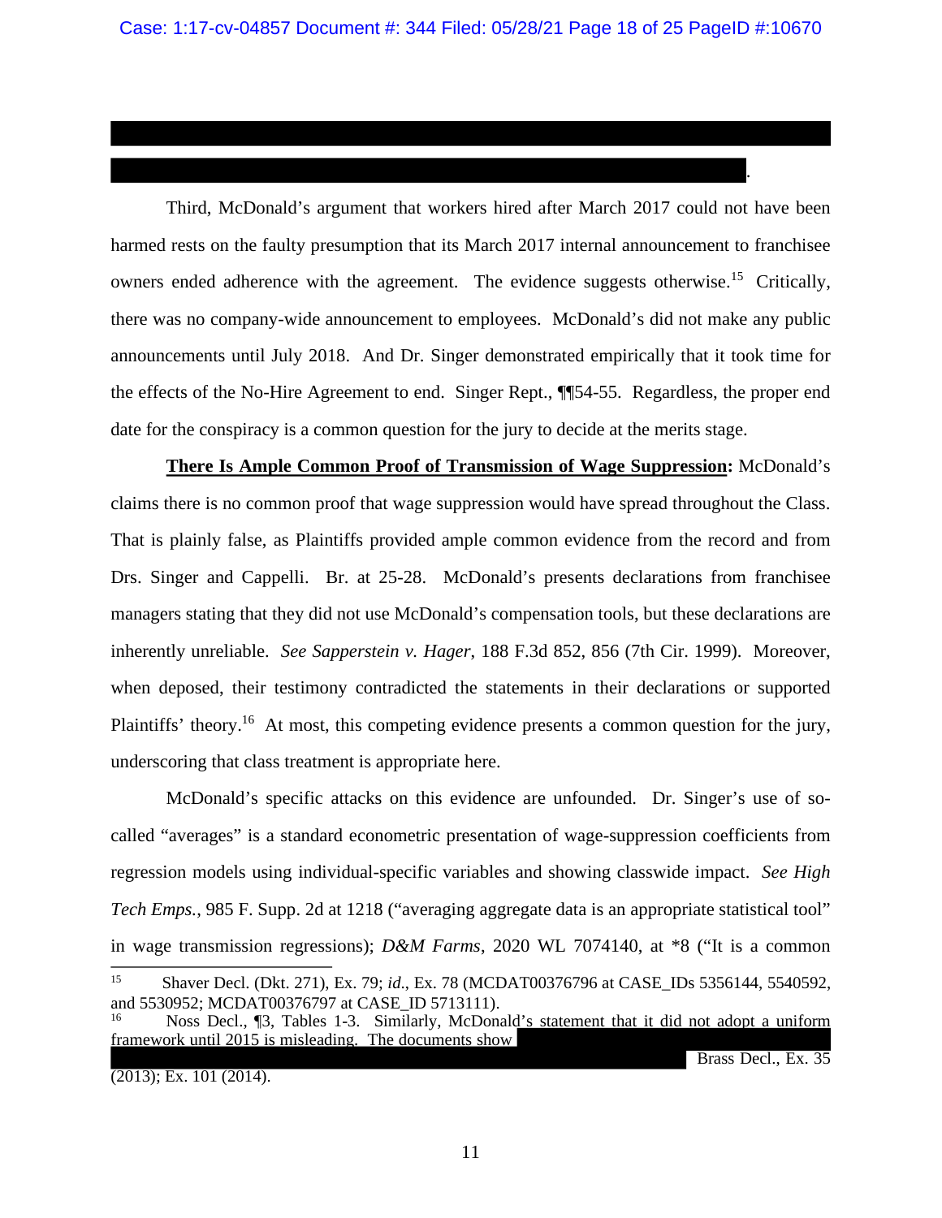Third, McDonald's argument that workers hired after March 2017 could not have been harmed rests on the faulty presumption that its March 2017 internal announcement to franchisee owners ended adherence with the agreement. The evidence suggests otherwise.[15] Critically, there was no company-wide announcement to employees. McDonald's did not make any public announcements until July 2018. And Dr. Singer demonstrated empirically that it took time for the effects of the No-Hire Agreement to end. Singer Rept., ¶¶54-55. Regardless, the proper end date for the conspiracy is a common question for the jury to decide at the merits stage.

**There Is Ample Common Proof of Transmission of Wage Suppression:** McDonald's claims there is no common proof that wage suppression would have spread throughout the Class. That is plainly false, as Plaintiffs provided ample common evidence from the record and from Drs. Singer and Cappelli. Br. at 25-28. McDonald's presents declarations from franchisee managers stating that they did not use McDonald's compensation tools, but these declarations are inherently unreliable. *See Sapperstein v. Hager*, 188 F.3d 852, 856 (7th Cir. 1999). Moreover, when deposed, their testimony contradicted the statements in their declarations or supported Plaintiffs' theory.[16] At most, this competing evidence presents a common question for the jury, underscoring that class treatment is appropriate here.

McDonald's specific attacks on this evidence are unfounded. Dr. Singer's use of so-called "averages" is a standard econometric presentation of wage-suppression coefficients from regression models using individual-specific variables and showing classwide impact. *See High Tech Emps.*, 985 F. Supp. 2d at 1218 ("averaging aggregate data is an appropriate statistical tool" in wage transmission regressions); *D&M Farms*, 2020 WL 7074140, at *8 ("It is a common

---

[15] Shaver Decl. (Dkt. 271), Ex. 79; *id.*, Ex. 78 (MCDAT00376796 at CASE_IDs 5356144, 5540592, and 5530952; MCDAT00376797 at CASE_ID 5713111).

[16] Noss Decl., ¶3, Tables 1-3. Similarly, McDonald's statement that it did not adopt a uniform framework until 2015 is misleading. The documents show Brass Decl., Ex. 35 (2013); Ex. 101 (2014).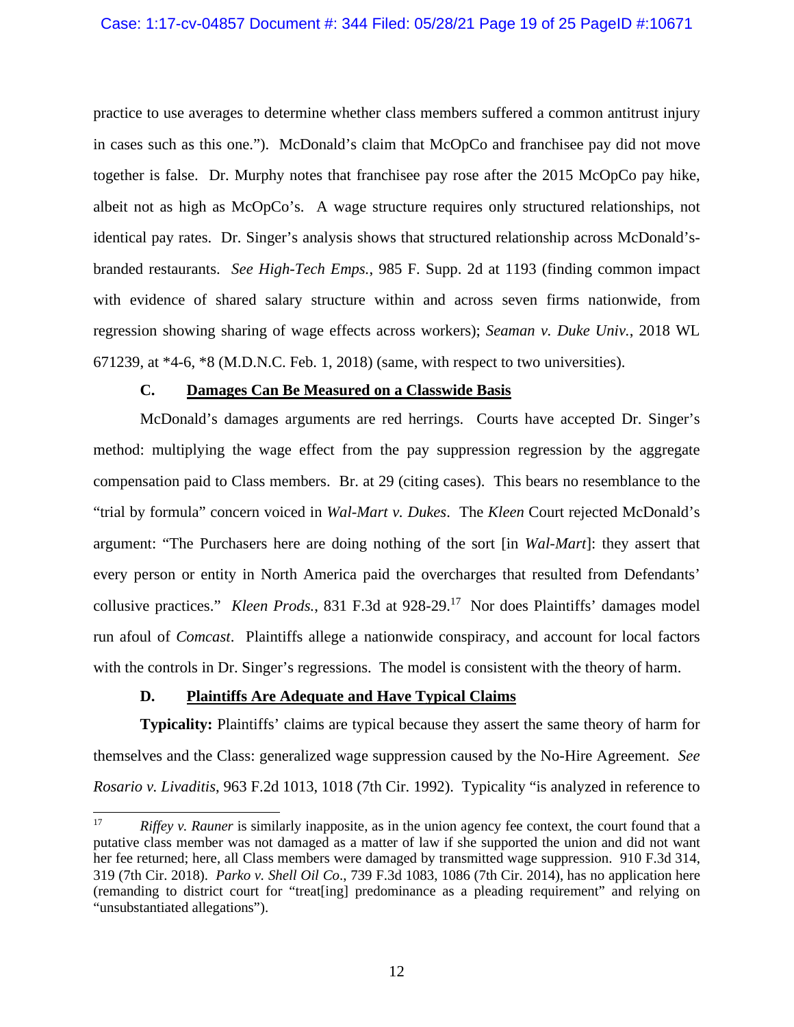practice to use averages to determine whether class members suffered a common antitrust injury in cases such as this one."). McDonald's claim that McOpCo and franchisee pay did not move together is false. Dr. Murphy notes that franchisee pay rose after the 2015 McOpCo pay hike, albeit not as high as McOpCo's. A wage structure requires only structured relationships, not identical pay rates. Dr. Singer's analysis shows that structured relationship across McDonald's-branded restaurants. *See High-Tech Emps.*, 985 F. Supp. 2d at 1193 (finding common impact with evidence of shared salary structure within and across seven firms nationwide, from regression showing sharing of wage effects across workers); *Seaman v. Duke Univ.*, 2018 WL 671239, at *4-6, *8 (M.D.N.C. Feb. 1, 2018) (same, with respect to two universities).

### C. Damages Can Be Measured on a Classwide Basis

McDonald's damages arguments are red herrings. Courts have accepted Dr. Singer's method: multiplying the wage effect from the pay suppression regression by the aggregate compensation paid to Class members. Br. at 29 (citing cases). This bears no resemblance to the "trial by formula" concern voiced in *Wal-Mart v. Dukes*. The *Kleen* Court rejected McDonald's argument: "The Purchasers here are doing nothing of the sort [in *Wal-Mart*]: they assert that every person or entity in North America paid the overcharges that resulted from Defendants' collusive practices." *Kleen Prods.*, 831 F.3d at 928-29.[17] Nor does Plaintiffs' damages model run afoul of *Comcast*. Plaintiffs allege a nationwide conspiracy, and account for local factors with the controls in Dr. Singer's regressions. The model is consistent with the theory of harm.

### D. Plaintiffs Are Adequate and Have Typical Claims

**Typicality:** Plaintiffs' claims are typical because they assert the same theory of harm for themselves and the Class: generalized wage suppression caused by the No-Hire Agreement. *See Rosario v. Livaditis*, 963 F.2d 1013, 1018 (7th Cir. 1992). Typicality "is analyzed in reference to

---

[17] *Riffey v. Rauner* is similarly inapposite, as in the union agency fee context, the court found that a putative class member was not damaged as a matter of law if she supported the union and did not want her fee returned; here, all Class members were damaged by transmitted wage suppression. 910 F.3d 314, 319 (7th Cir. 2018). *Parko v. Shell Oil Co*., 739 F.3d 1083, 1086 (7th Cir. 2014), has no application here (remanding to district court for "treat[ing] predominance as a pleading requirement" and relying on "unsubstantiated allegations").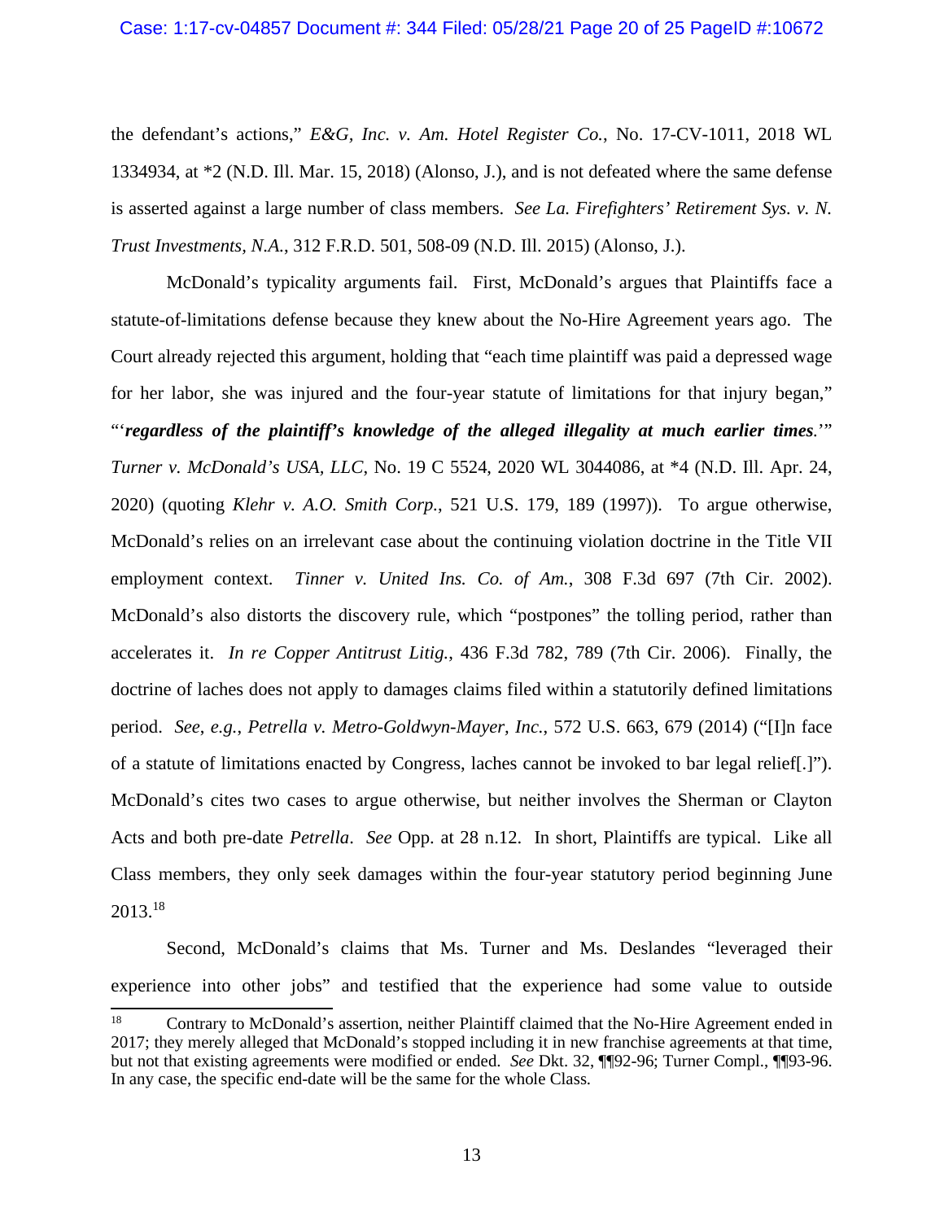the defendant's actions," *E&G, Inc. v. Am. Hotel Register Co.*, No. 17-CV-1011, 2018 WL 1334934, at *2 (N.D. Ill. Mar. 15, 2018) (Alonso, J.), and is not defeated where the same defense is asserted against a large number of class members. *See La. Firefighters' Retirement Sys. v. N. Trust Investments, N.A.*, 312 F.R.D. 501, 508-09 (N.D. Ill. 2015) (Alonso, J.).

McDonald's typicality arguments fail. First, McDonald's argues that Plaintiffs face a statute-of-limitations defense because they knew about the No-Hire Agreement years ago. The Court already rejected this argument, holding that "each time plaintiff was paid a depressed wage for her labor, she was injured and the four-year statute of limitations for that injury began," "'***regardless of the plaintiff's knowledge of the alleged illegality at much earlier times***.'" *Turner v. McDonald's USA, LLC*, No. 19 C 5524, 2020 WL 3044086, at *4 (N.D. Ill. Apr. 24, 2020) (quoting *Klehr v. A.O. Smith Corp.*, 521 U.S. 179, 189 (1997)). To argue otherwise, McDonald's relies on an irrelevant case about the continuing violation doctrine in the Title VII employment context. *Tinner v. United Ins. Co. of Am.*, 308 F.3d 697 (7th Cir. 2002). McDonald's also distorts the discovery rule, which "postpones" the tolling period, rather than accelerates it. *In re Copper Antitrust Litig.*, 436 F.3d 782, 789 (7th Cir. 2006). Finally, the doctrine of laches does not apply to damages claims filed within a statutorily defined limitations period. *See, e.g.*, *Petrella v. Metro-Goldwyn-Mayer, Inc.*, 572 U.S. 663, 679 (2014) ("[I]n face of a statute of limitations enacted by Congress, laches cannot be invoked to bar legal relief[.]"). McDonald's cites two cases to argue otherwise, but neither involves the Sherman or Clayton Acts and both pre-date *Petrella*. *See* Opp. at 28 n.12. In short, Plaintiffs are typical. Like all Class members, they only seek damages within the four-year statutory period beginning June 2013.[18]

Second, McDonald's claims that Ms. Turner and Ms. Deslandes "leveraged their experience into other jobs" and testified that the experience had some value to outside

---

[18] Contrary to McDonald's assertion, neither Plaintiff claimed that the No-Hire Agreement ended in 2017; they merely alleged that McDonald's stopped including it in new franchise agreements at that time, but not that existing agreements were modified or ended. *See* Dkt. 32, ¶¶92-96; Turner Compl., ¶¶93-96. In any case, the specific end-date will be the same for the whole Class.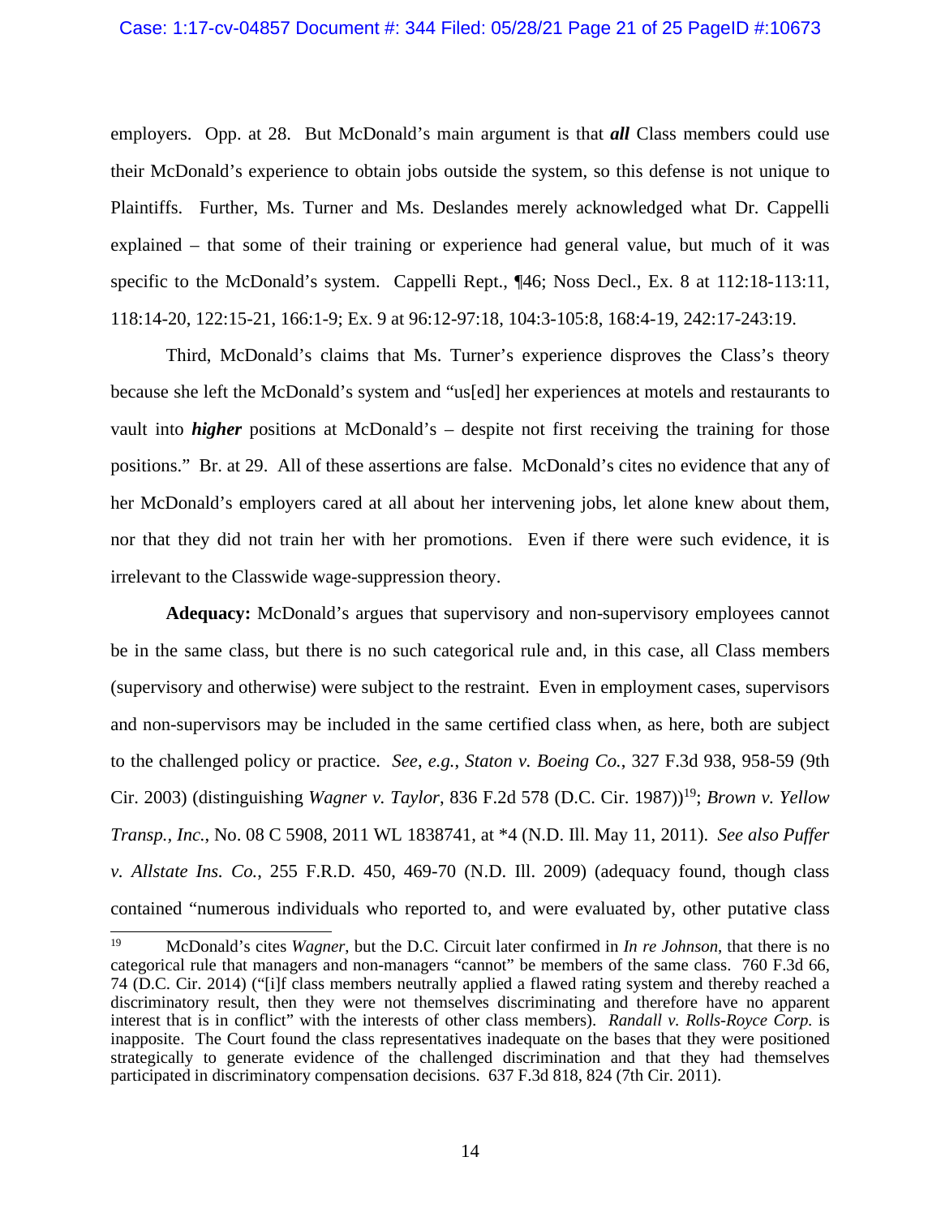employers. Opp. at 28. But McDonald's main argument is that ***all*** Class members could use their McDonald's experience to obtain jobs outside the system, so this defense is not unique to Plaintiffs. Further, Ms. Turner and Ms. Deslandes merely acknowledged what Dr. Cappelli explained – that some of their training or experience had general value, but much of it was specific to the McDonald's system. Cappelli Rept., ¶46; Noss Decl., Ex. 8 at 112:18-113:11, 118:14-20, 122:15-21, 166:1-9; Ex. 9 at 96:12-97:18, 104:3-105:8, 168:4-19, 242:17-243:19.

Third, McDonald's claims that Ms. Turner's experience disproves the Class's theory because she left the McDonald's system and "us[ed] her experiences at motels and restaurants to vault into ***higher*** positions at McDonald's – despite not first receiving the training for those positions." Br. at 29. All of these assertions are false. McDonald's cites no evidence that any of her McDonald's employers cared at all about her intervening jobs, let alone knew about them, nor that they did not train her with her promotions. Even if there were such evidence, it is irrelevant to the Classwide wage-suppression theory.

**Adequacy:** McDonald's argues that supervisory and non-supervisory employees cannot be in the same class, but there is no such categorical rule and, in this case, all Class members (supervisory and otherwise) were subject to the restraint. Even in employment cases, supervisors and non-supervisors may be included in the same certified class when, as here, both are subject to the challenged policy or practice. *See*, *e.g.*, *Staton v. Boeing Co.*, 327 F.3d 938, 958-59 (9th Cir. 2003) (distinguishing *Wagner v. Taylor*, 836 F.2d 578 (D.C. Cir. 1987))[19]; *Brown v. Yellow Transp., Inc.*, No. 08 C 5908, 2011 WL 1838741, at *4 (N.D. Ill. May 11, 2011). *See also Puffer v. Allstate Ins. Co.*, 255 F.R.D. 450, 469-70 (N.D. Ill. 2009) (adequacy found, though class contained "numerous individuals who reported to, and were evaluated by, other putative class

---

[19] McDonald's cites *Wagner*, but the D.C. Circuit later confirmed in *In re Johnson*, that there is no categorical rule that managers and non-managers "cannot" be members of the same class. 760 F.3d 66, 74 (D.C. Cir. 2014) ("[i]f class members neutrally applied a flawed rating system and thereby reached a discriminatory result, then they were not themselves discriminating and therefore have no apparent interest that is in conflict" with the interests of other class members). *Randall v. Rolls-Royce Corp.* is inapposite. The Court found the class representatives inadequate on the bases that they were positioned strategically to generate evidence of the challenged discrimination and that they had themselves participated in discriminatory compensation decisions. 637 F.3d 818, 824 (7th Cir. 2011).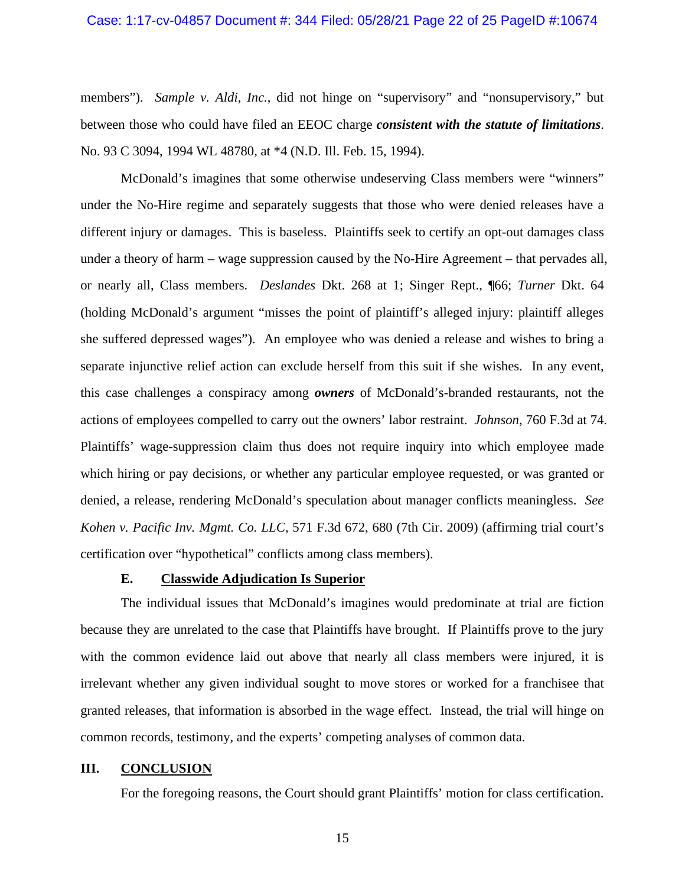members"). *Sample v. Aldi, Inc.*, did not hinge on "supervisory" and "nonsupervisory," but between those who could have filed an EEOC charge ***consistent with the statute of limitations***. No. 93 C 3094, 1994 WL 48780, at *4 (N.D. Ill. Feb. 15, 1994).

McDonald's imagines that some otherwise undeserving Class members were "winners" under the No-Hire regime and separately suggests that those who were denied releases have a different injury or damages. This is baseless. Plaintiffs seek to certify an opt-out damages class under a theory of harm – wage suppression caused by the No-Hire Agreement – that pervades all, or nearly all, Class members. *Deslandes* Dkt. 268 at 1; Singer Rept., ¶66; *Turner* Dkt. 64 (holding McDonald's argument "misses the point of plaintiff's alleged injury: plaintiff alleges she suffered depressed wages"). An employee who was denied a release and wishes to bring a separate injunctive relief action can exclude herself from this suit if she wishes. In any event, this case challenges a conspiracy among ***owners*** of McDonald's-branded restaurants, not the actions of employees compelled to carry out the owners' labor restraint. *Johnson*, 760 F.3d at 74. Plaintiffs' wage-suppression claim thus does not require inquiry into which employee made which hiring or pay decisions, or whether any particular employee requested, or was granted or denied, a release, rendering McDonald's speculation about manager conflicts meaningless. *See Kohen v. Pacific Inv. Mgmt. Co. LLC*, 571 F.3d 672, 680 (7th Cir. 2009) (affirming trial court's certification over "hypothetical" conflicts among class members).

### E. Classwide Adjudication Is Superior

The individual issues that McDonald's imagines would predominate at trial are fiction because they are unrelated to the case that Plaintiffs have brought. If Plaintiffs prove to the jury with the common evidence laid out above that nearly all class members were injured, it is irrelevant whether any given individual sought to move stores or worked for a franchisee that granted releases, that information is absorbed in the wage effect. Instead, the trial will hinge on common records, testimony, and the experts' competing analyses of common data.

## III. CONCLUSION

For the foregoing reasons, the Court should grant Plaintiffs' motion for class certification.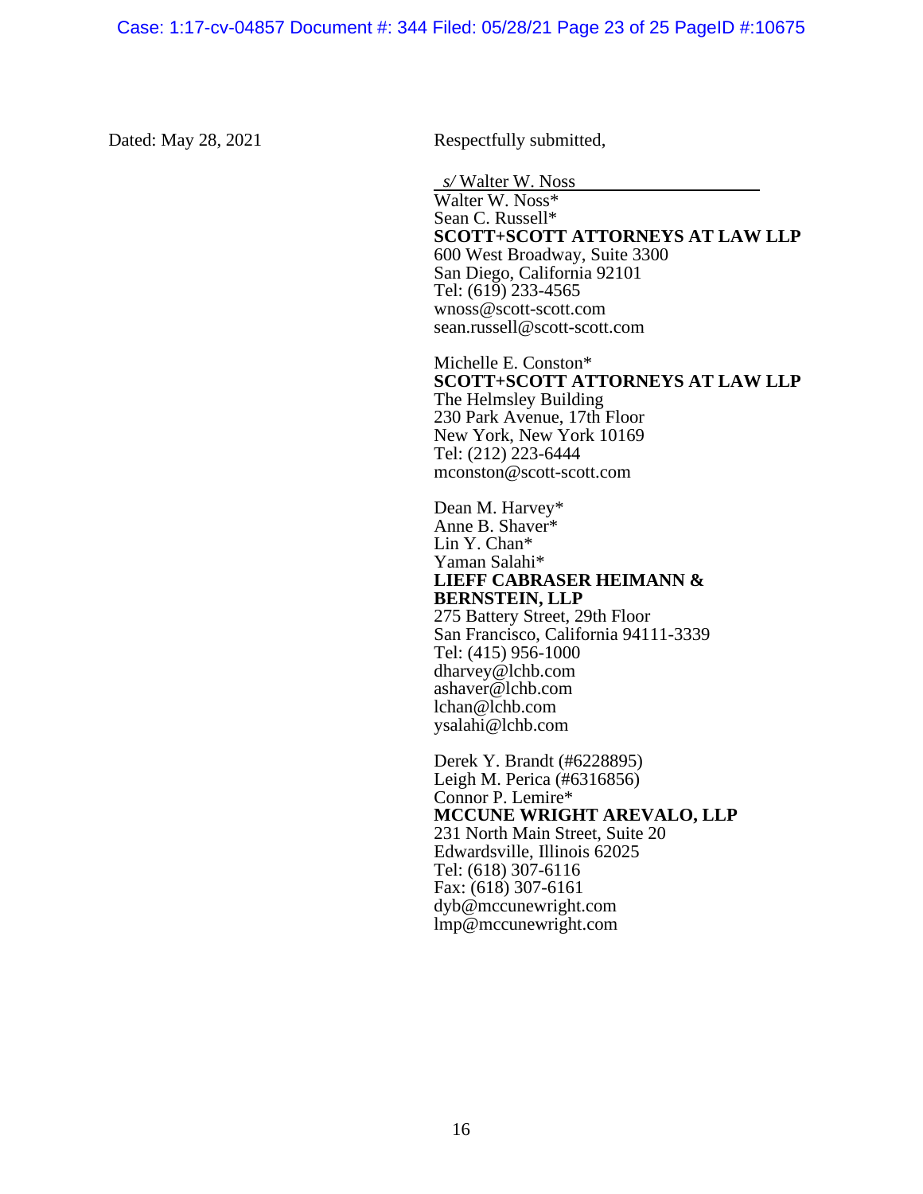Dated: May 28, 2021

Respectfully submitted,

*s/* Walter W. Noss
Walter W. Noss*
Sean C. Russell*
**SCOTT+SCOTT ATTORNEYS AT LAW LLP**
600 West Broadway, Suite 3300
San Diego, California 92101
Tel: (619) 233-4565
wnoss@scott-scott.com
sean.russell@scott-scott.com

Michelle E. Conston*
**SCOTT+SCOTT ATTORNEYS AT LAW LLP**
The Helmsley Building
230 Park Avenue, 17th Floor
New York, New York 10169
Tel: (212) 223-6444
mconston@scott-scott.com

Dean M. Harvey*
Anne B. Shaver*
Lin Y. Chan*
Yaman Salahi*
**LIEFF CABRASER HEIMANN & BERNSTEIN, LLP**
275 Battery Street, 29th Floor
San Francisco, California 94111-3339
Tel: (415) 956-1000
dharvey@lchb.com
ashaver@lchb.com
lchan@lchb.com
ysalahi@lchb.com

Derek Y. Brandt (#6228895)
Leigh M. Perica (#6316856)
Connor P. Lemire*
**MCCUNE WRIGHT AREVALO, LLP**
231 North Main Street, Suite 20
Edwardsville, Illinois 62025
Tel: (618) 307-6116
Fax: (618) 307-6161
dyb@mccunewright.com
lmp@mccunewright.com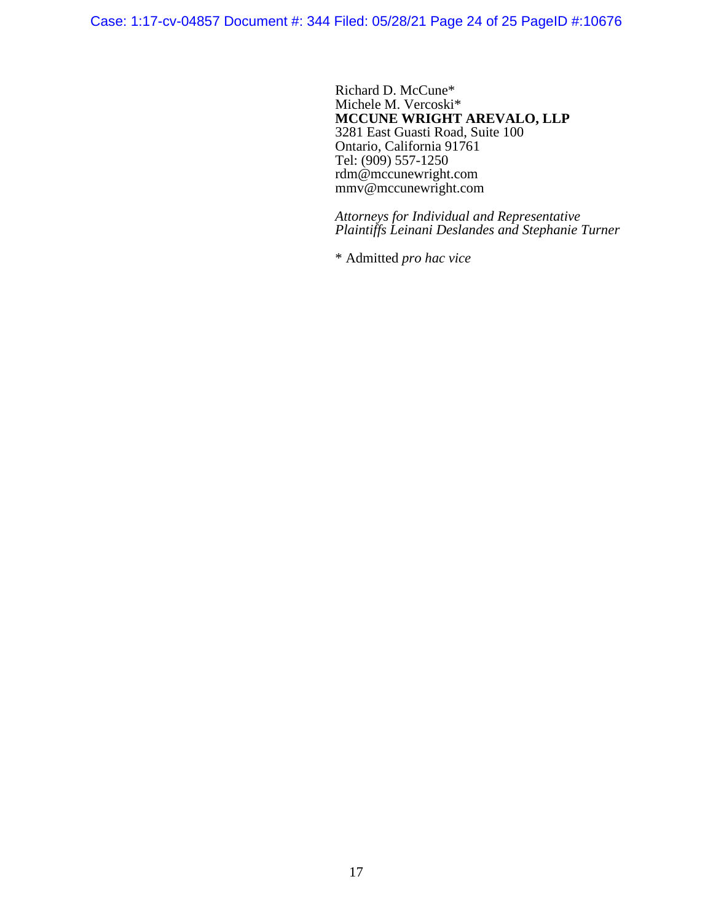Richard D. McCune*
Michele M. Vercoski*
**MCCUNE WRIGHT AREVALO, LLP**
3281 East Guasti Road, Suite 100
Ontario, California 91761
Tel: (909) 557-1250
rdm@mccunewright.com
mmv@mccunewright.com

*Attorneys for Individual and Representative Plaintiffs Leinani Deslandes and Stephanie Turner*

* Admitted *pro hac vice*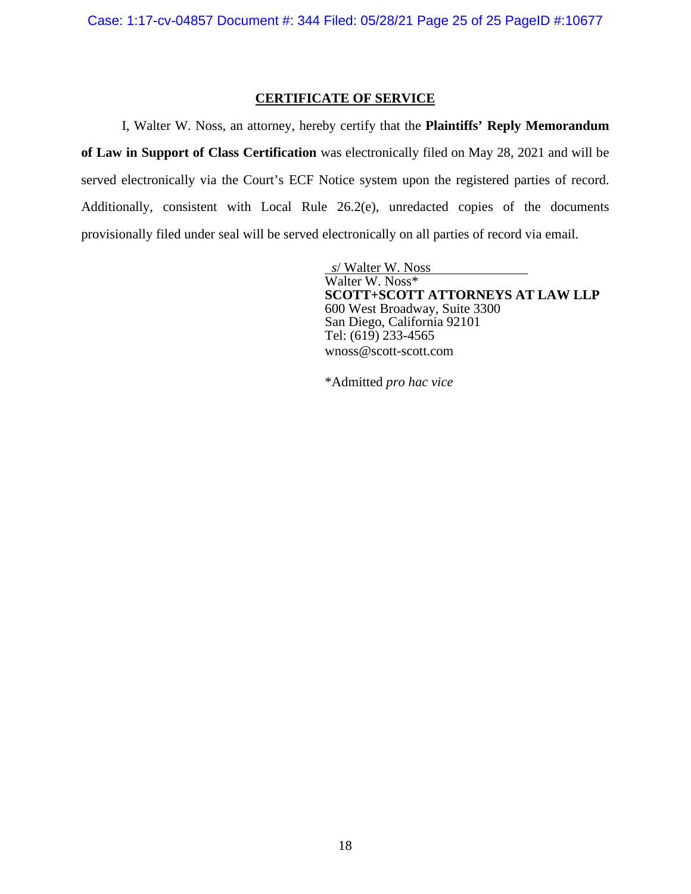## CERTIFICATE OF SERVICE

I, Walter W. Noss, an attorney, hereby certify that the **Plaintiffs' Reply Memorandum of Law in Support of Class Certification** was electronically filed on May 28, 2021 and will be served electronically via the Court's ECF Notice system upon the registered parties of record. Additionally, consistent with Local Rule 26.2(e), unredacted copies of the documents provisionally filed under seal will be served electronically on all parties of record via email.

*s*/ Walter W. Noss
Walter W. Noss*
**SCOTT+SCOTT ATTORNEYS AT LAW LLP**
600 West Broadway, Suite 3300
San Diego, California 92101
Tel: (619) 233-4565
wnoss@scott-scott.com

*Admitted *pro hac vice*